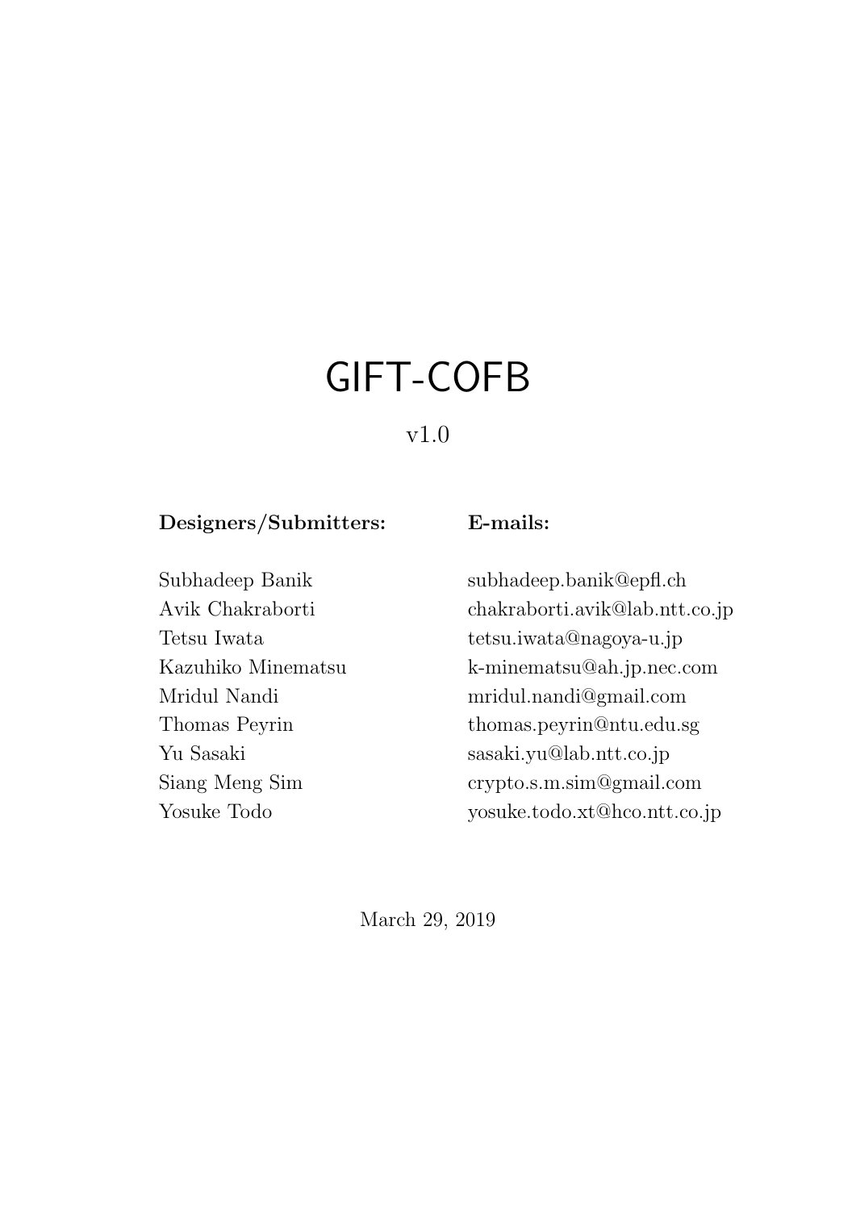# GIFT-COFB

v1.0

| **Designers/Submitters:** | **E-mails:** |
|---|---|
| Subhadeep Banik | subhadeep.banik@epfl.ch |
| Avik Chakraborti | chakraborti.avik@lab.ntt.co.jp |
| Tetsu Iwata | tetsu.iwata@nagoya-u.jp |
| Kazuhiko Minematsu | k-minematsu@ah.jp.nec.com |
| Mridul Nandi | mridul.nandi@gmail.com |
| Thomas Peyrin | thomas.peyrin@ntu.edu.sg |
| Yu Sasaki | sasaki.yu@lab.ntt.co.jp |
| Siang Meng Sim | crypto.s.m.sim@gmail.com |
| Yosuke Todo | yosuke.todo.xt@hco.ntt.co.jp |

March 29, 2019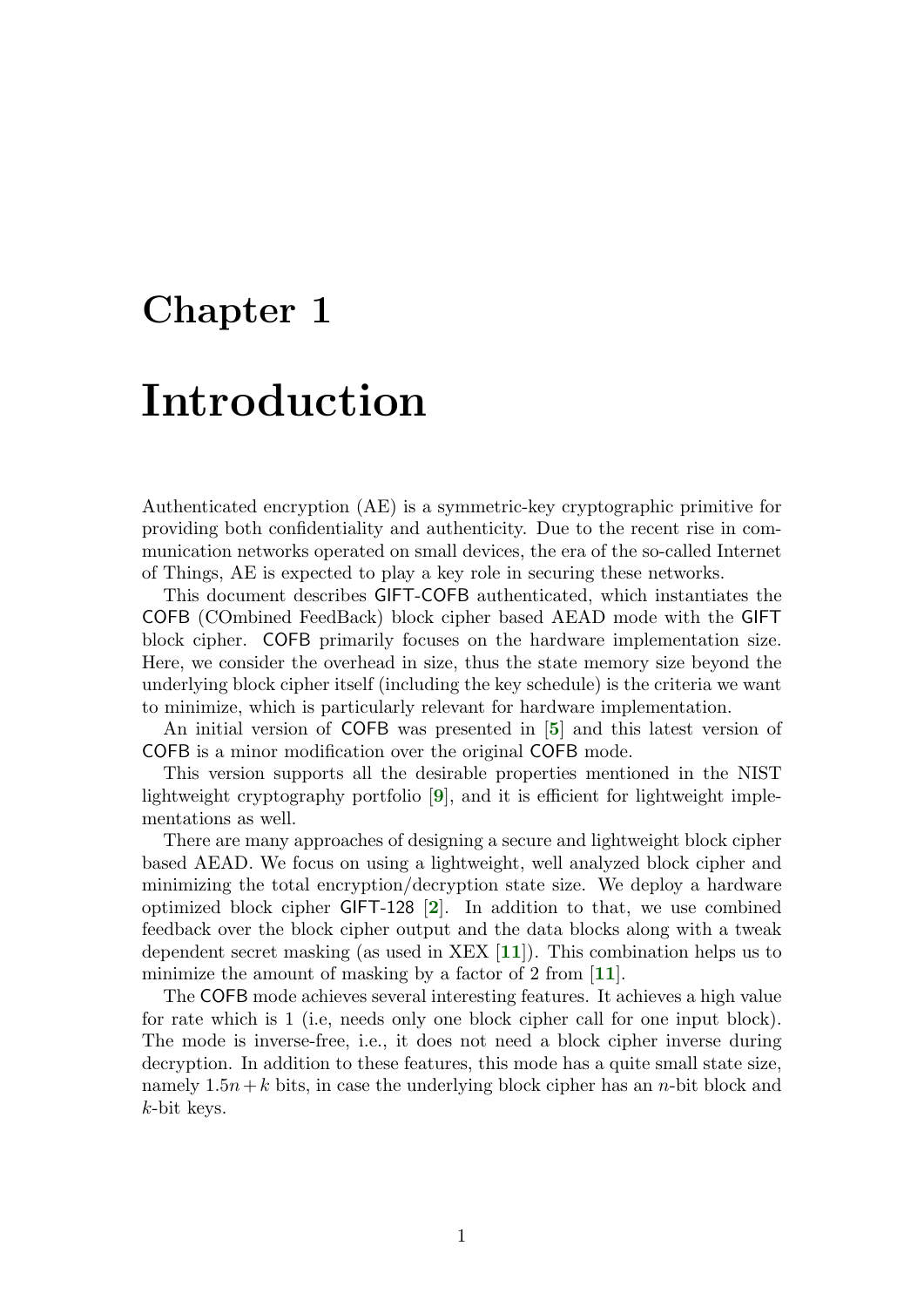# Chapter 1

# Introduction

Authenticated encryption (AE) is a symmetric-key cryptographic primitive for providing both confidentiality and authenticity. Due to the recent rise in communication networks operated on small devices, the era of the so-called Internet of Things, AE is expected to play a key role in securing these networks.

This document describes GIFT-COFB authenticated, which instantiates the COFB (COmbined FeedBack) block cipher based AEAD mode with the GIFT block cipher. COFB primarily focuses on the hardware implementation size. Here, we consider the overhead in size, thus the state memory size beyond the underlying block cipher itself (including the key schedule) is the criteria we want to minimize, which is particularly relevant for hardware implementation.

An initial version of COFB was presented in [5] and this latest version of COFB is a minor modification over the original COFB mode.

This version supports all the desirable properties mentioned in the NIST lightweight cryptography portfolio [9], and it is efficient for lightweight implementations as well.

There are many approaches of designing a secure and lightweight block cipher based AEAD. We focus on using a lightweight, well analyzed block cipher and minimizing the total encryption/decryption state size. We deploy a hardware optimized block cipher GIFT-128 [2]. In addition to that, we use combined feedback over the block cipher output and the data blocks along with a tweak dependent secret masking (as used in XEX [11]). This combination helps us to minimize the amount of masking by a factor of 2 from [11].

The COFB mode achieves several interesting features. It achieves a high value for rate which is 1 (i.e, needs only one block cipher call for one input block). The mode is inverse-free, i.e., it does not need a block cipher inverse during decryption. In addition to these features, this mode has a quite small state size, namely $1.5n + k$ bits, in case the underlying block cipher has an $n$-bit block and $k$-bit keys.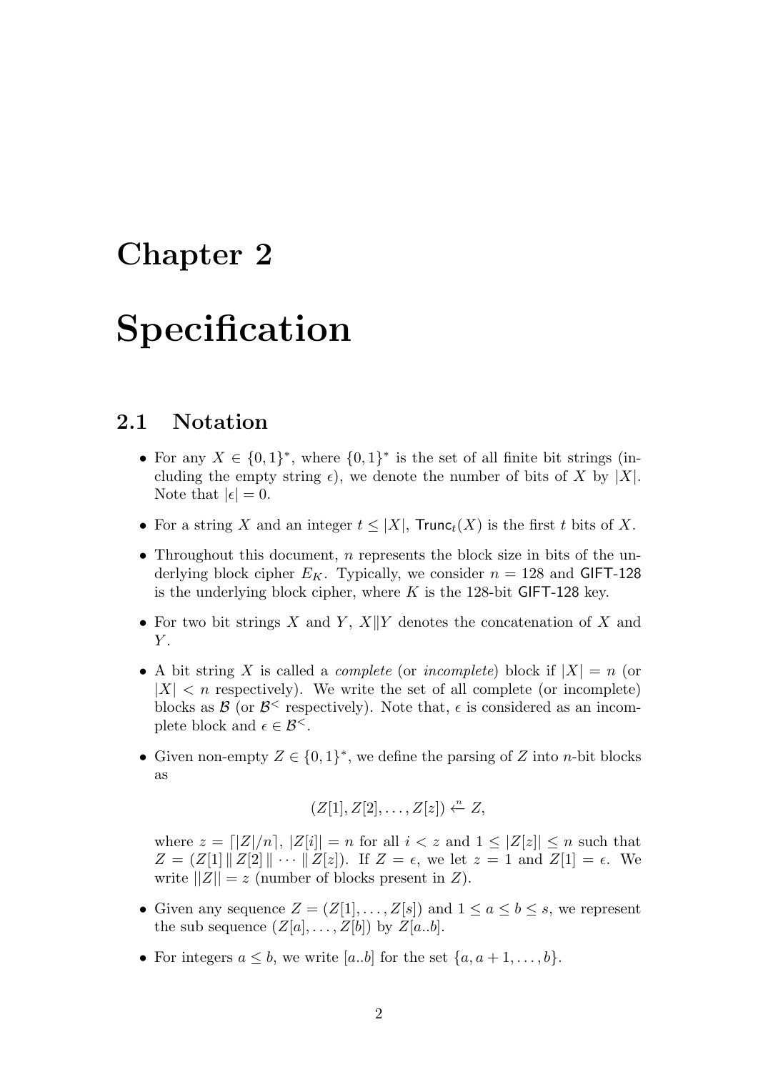# Chapter 2

# Specification

## 2.1 Notation

- For any $X \in \{0,1\}^*$, where $\{0,1\}^*$ is the set of all finite bit strings (including the empty string $\epsilon$), we denote the number of bits of $X$ by $|X|$. Note that $|\epsilon| = 0$.
- For a string $X$ and an integer $t \leq |X|$, $\mathsf{Trunc}_t(X)$ is the first $t$ bits of $X$.
- Throughout this document, $n$ represents the block size in bits of the underlying block cipher $E_K$. Typically, we consider $n = 128$ and GIFT-128 is the underlying block cipher, where $K$ is the 128-bit GIFT-128 key.
- For two bit strings $X$ and $Y$, $X \| Y$ denotes the concatenation of $X$ and $Y$.
- A bit string $X$ is called a *complete* (or *incomplete*) block if $|X| = n$ (or $|X| < n$ respectively). We write the set of all complete (or incomplete) blocks as $\mathcal{B}$ (or $\mathcal{B}^<$ respectively). Note that, $\epsilon$ is considered as an incomplete block and $\epsilon \in \mathcal{B}^<$.
- Given non-empty $Z \in \{0,1\}^*$, we define the parsing of $Z$ into $n$-bit blocks as

$$(Z[1], Z[2], \ldots, Z[z]) \xleftarrow{n} Z,$$

  where $z = \lceil |Z|/n \rceil$, $|Z[i]| = n$ for all $i < z$ and $1 \leq |Z[z]| \leq n$ such that $Z = (Z[1] \,\|\, Z[2] \,\|\, \cdots \,\|\, Z[z])$. If $Z = \epsilon$, we let $z = 1$ and $Z[1] = \epsilon$. We write $||Z|| = z$ (number of blocks present in $Z$).
- Given any sequence $Z = (Z[1], \ldots, Z[s])$ and $1 \leq a \leq b \leq s$, we represent the sub sequence $(Z[a], \ldots, Z[b])$ by $Z[a..b]$.
- For integers $a \leq b$, we write $[a..b]$ for the set $\{a, a+1, \ldots, b\}$.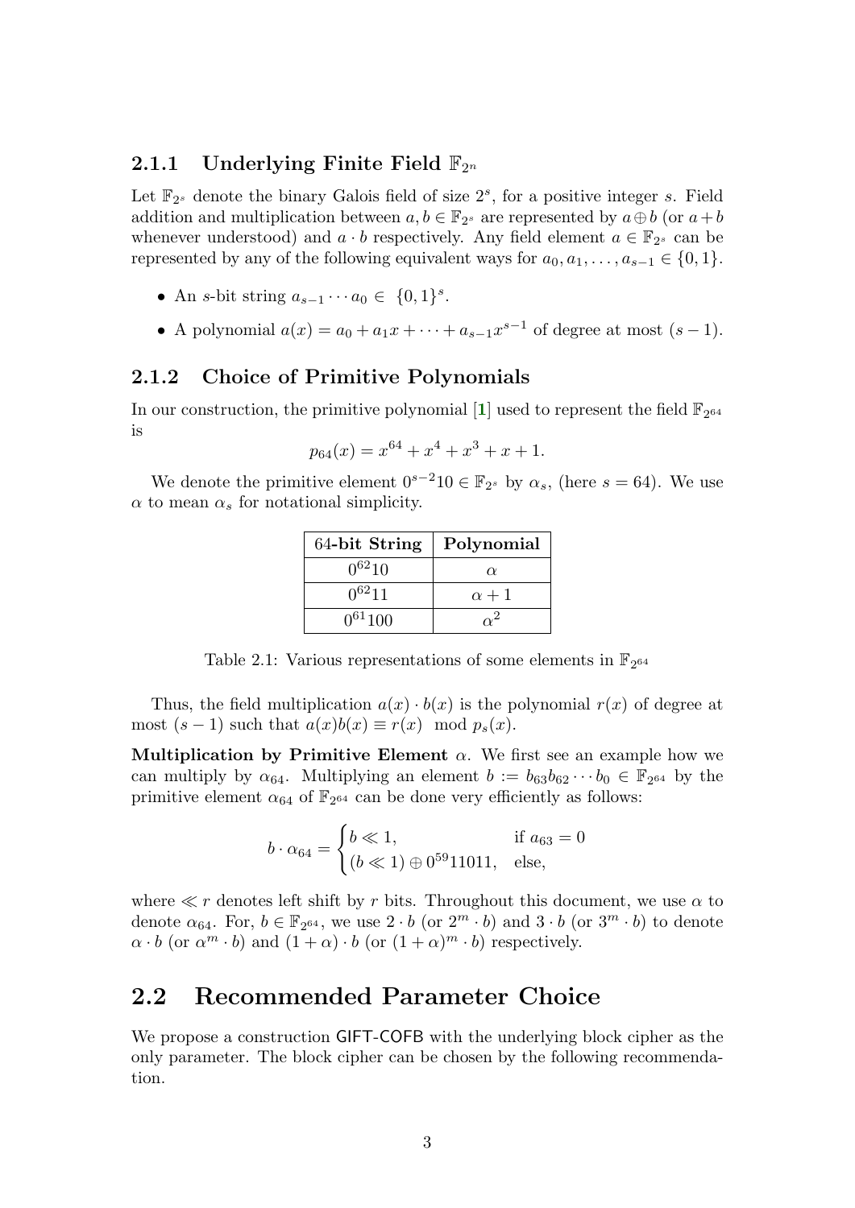### 2.1.1 Underlying Finite Field $\mathbb{F}_{2^n}$

Let $\mathbb{F}_{2^s}$ denote the binary Galois field of size $2^s$, for a positive integer $s$. Field addition and multiplication between $a, b \in \mathbb{F}_{2^s}$ are represented by $a \oplus b$ (or $a+b$ whenever understood) and $a \cdot b$ respectively. Any field element $a \in \mathbb{F}_{2^s}$ can be represented by any of the following equivalent ways for $a_0, a_1, \ldots, a_{s-1} \in \{0, 1\}$.

- An $s$-bit string $a_{s-1} \cdots a_0 \in \{0,1\}^s$.
- A polynomial $a(x) = a_0 + a_1 x + \cdots + a_{s-1}x^{s-1}$ of degree at most $(s-1)$.

### 2.1.2 Choice of Primitive Polynomials

In our construction, the primitive polynomial [1] used to represent the field $\mathbb{F}_{2^{64}}$ is

$$p_{64}(x) = x^{64} + x^4 + x^3 + x + 1.$$

We denote the primitive element $0^{s-2}10 \in \mathbb{F}_{2^s}$ by $\alpha_s$, (here $s = 64$). We use $\alpha$ to mean $\alpha_s$ for notational simplicity.

| 64-bit String | Polynomial |
|---|---|
| $0^{62}10$ | $\alpha$ |
| $0^{62}11$ | $\alpha + 1$ |
| $0^{61}100$ | $\alpha^2$ |

Table 2.1: Various representations of some elements in $\mathbb{F}_{2^{64}}$

Thus, the field multiplication $a(x) \cdot b(x)$ is the polynomial $r(x)$ of degree at most $(s-1)$ such that $a(x)b(x) \equiv r(x) \mod p_s(x)$.

**Multiplication by Primitive Element $\alpha$.** We first see an example how we can multiply by $\alpha_{64}$. Multiplying an element $b := b_{63}b_{62}\cdots b_0 \in \mathbb{F}_{2^{64}}$ by the primitive element $\alpha_{64}$ of $\mathbb{F}_{2^{64}}$ can be done very efficiently as follows:

$$b \cdot \alpha_{64} = \begin{cases} b \ll 1, & \text{if } a_{63} = 0 \\ (b \ll 1) \oplus 0^{59}11011, & \text{else,} \end{cases}$$

where $\ll r$ denotes left shift by $r$ bits. Throughout this document, we use $\alpha$ to denote $\alpha_{64}$. For, $b \in \mathbb{F}_{2^{64}}$, we use $2 \cdot b$ (or $2^m \cdot b$) and $3 \cdot b$ (or $3^m \cdot b$) to denote $\alpha \cdot b$ (or $\alpha^m \cdot b$) and $(1+\alpha) \cdot b$ (or $(1+\alpha)^m \cdot b$) respectively.

## 2.2 Recommended Parameter Choice

We propose a construction GIFT-COFB with the underlying block cipher as the only parameter. The block cipher can be chosen by the following recommendation.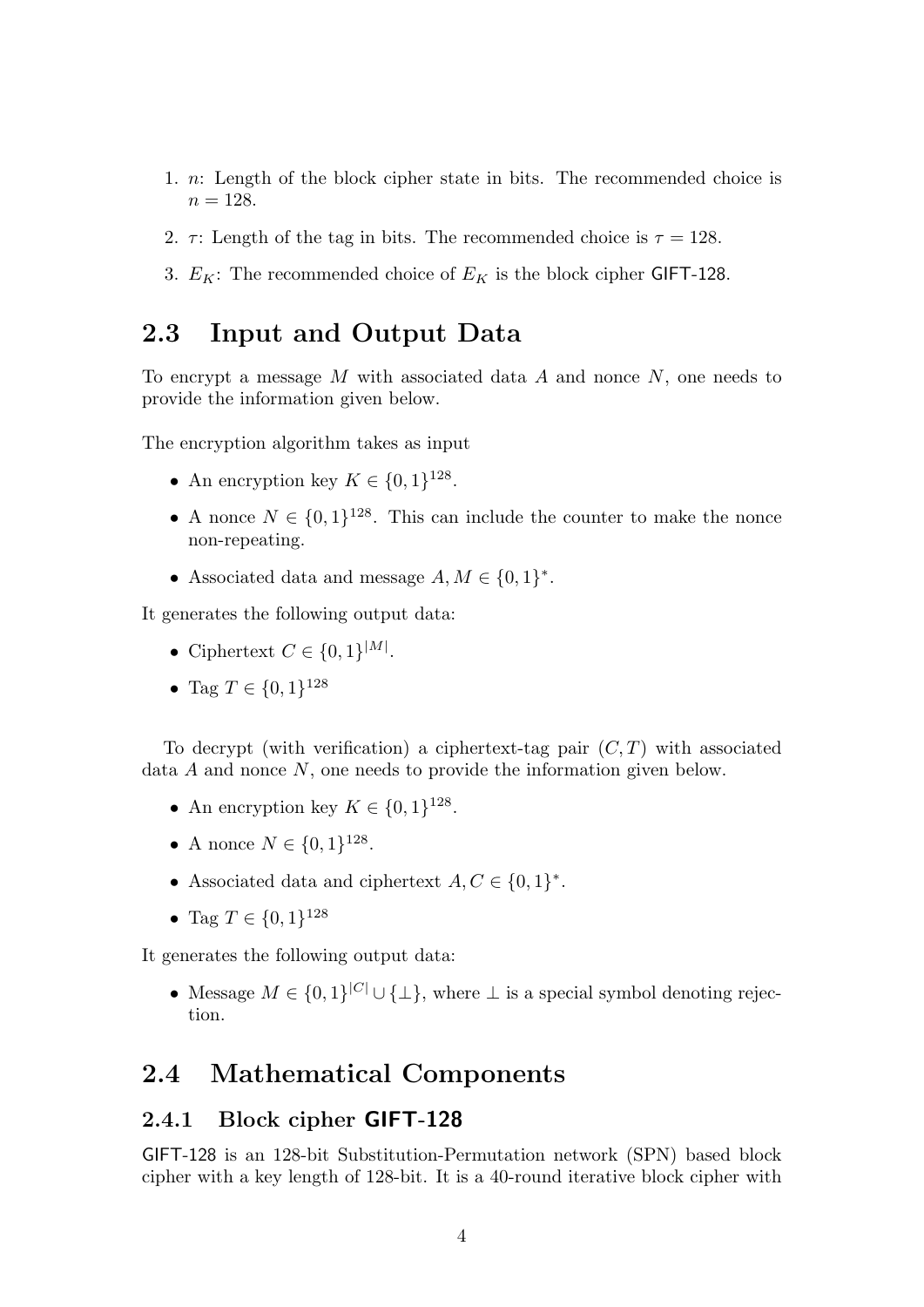1. $n$: Length of the block cipher state in bits. The recommended choice is $n = 128$.
2. $\tau$: Length of the tag in bits. The recommended choice is $\tau = 128$.
3. $E_K$: The recommended choice of $E_K$ is the block cipher GIFT-128.

## 2.3 Input and Output Data

To encrypt a message $M$ with associated data $A$ and nonce $N$, one needs to provide the information given below.

The encryption algorithm takes as input

- An encryption key $K \in \{0,1\}^{128}$.
- A nonce $N \in \{0,1\}^{128}$. This can include the counter to make the nonce non-repeating.
- Associated data and message $A, M \in \{0,1\}^*$.

It generates the following output data:

- Ciphertext $C \in \{0,1\}^{|M|}$.
- Tag $T \in \{0,1\}^{128}$

To decrypt (with verification) a ciphertext-tag pair $(C, T)$ with associated data $A$ and nonce $N$, one needs to provide the information given below.

- An encryption key $K \in \{0,1\}^{128}$.
- A nonce $N \in \{0,1\}^{128}$.
- Associated data and ciphertext $A, C \in \{0,1\}^*$.
- Tag $T \in \{0,1\}^{128}$

It generates the following output data:

- Message $M \in \{0,1\}^{|C|} \cup \{\perp\}$, where $\perp$ is a special symbol denoting rejection.

## 2.4 Mathematical Components

### 2.4.1 Block cipher GIFT-128

GIFT-128 is an 128-bit Substitution-Permutation network (SPN) based block cipher with a key length of 128-bit. It is a 40-round iterative block cipher with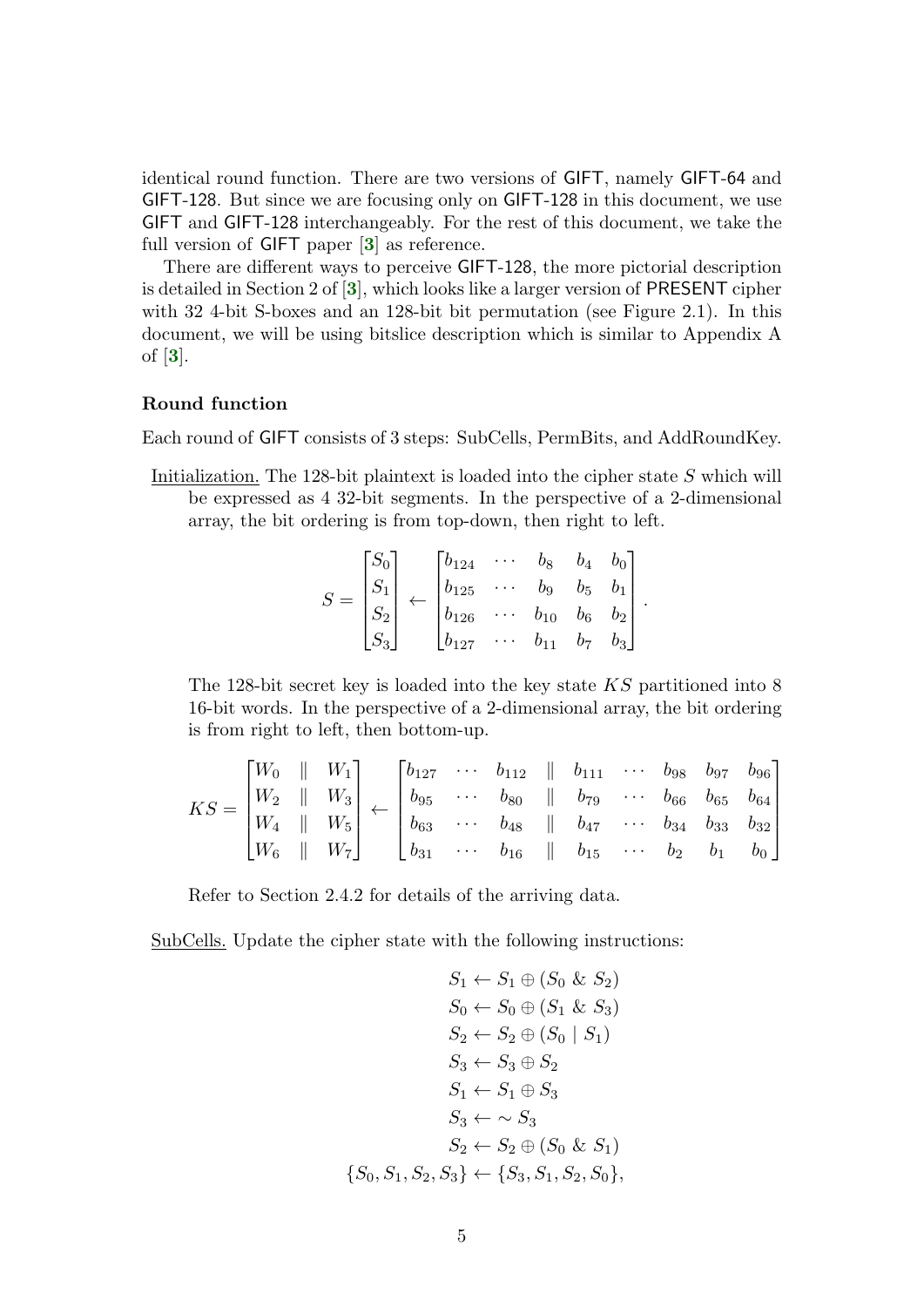identical round function. There are two versions of GIFT, namely GIFT-64 and GIFT-128. But since we are focusing only on GIFT-128 in this document, we use GIFT and GIFT-128 interchangeably. For the rest of this document, we take the full version of GIFT paper [3] as reference.

There are different ways to perceive GIFT-128, the more pictorial description is detailed in Section 2 of [3], which looks like a larger version of PRESENT cipher with 32 4-bit S-boxes and an 128-bit bit permutation (see Figure 2.1). In this document, we will be using bitslice description which is similar to Appendix A of [3].

#### Round function

Each round of GIFT consists of 3 steps: SubCells, PermBits, and AddRoundKey.

Initialization. The 128-bit plaintext is loaded into the cipher state $S$ which will be expressed as 4 32-bit segments. In the perspective of a 2-dimensional array, the bit ordering is from top-down, then right to left.

$$S = \begin{bmatrix} S_0 \\ S_1 \\ S_2 \\ S_3 \end{bmatrix} \leftarrow \begin{bmatrix} b_{124} & \cdots & b_8 & b_4 & b_0 \\ b_{125} & \cdots & b_9 & b_5 & b_1 \\ b_{126} & \cdots & b_{10} & b_6 & b_2 \\ b_{127} & \cdots & b_{11} & b_7 & b_3 \end{bmatrix}.$$

The 128-bit secret key is loaded into the key state $KS$ partitioned into 8 16-bit words. In the perspective of a 2-dimensional array, the bit ordering is from right to left, then bottom-up.

$$KS = \begin{bmatrix} W_0 & \| & W_1 \\ W_2 & \| & W_3 \\ W_4 & \| & W_5 \\ W_6 & \| & W_7 \end{bmatrix} \leftarrow \begin{bmatrix} b_{127} & \cdots & b_{112} & \| & b_{111} & \cdots & b_{98} & b_{97} & b_{96} \\ b_{95} & \cdots & b_{80} & \| & b_{79} & \cdots & b_{66} & b_{65} & b_{64} \\ b_{63} & \cdots & b_{48} & \| & b_{47} & \cdots & b_{34} & b_{33} & b_{32} \\ b_{31} & \cdots & b_{16} & \| & b_{15} & \cdots & b_2 & b_1 & b_0 \end{bmatrix}$$

Refer to Section 2.4.2 for details of the arriving data.

SubCells. Update the cipher state with the following instructions:

$$\begin{aligned} S_1 &\leftarrow S_1 \oplus (S_0 \;\&\; S_2) \\ S_0 &\leftarrow S_0 \oplus (S_1 \;\&\; S_3) \\ S_2 &\leftarrow S_2 \oplus (S_0 \mid S_1) \\ S_3 &\leftarrow S_3 \oplus S_2 \\ S_1 &\leftarrow S_1 \oplus S_3 \\ S_3 &\leftarrow \sim S_3 \\ S_2 &\leftarrow S_2 \oplus (S_0 \;\&\; S_1) \\ \{S_0, S_1, S_2, S_3\} &\leftarrow \{S_3, S_1, S_2, S_0\}, \end{aligned}$$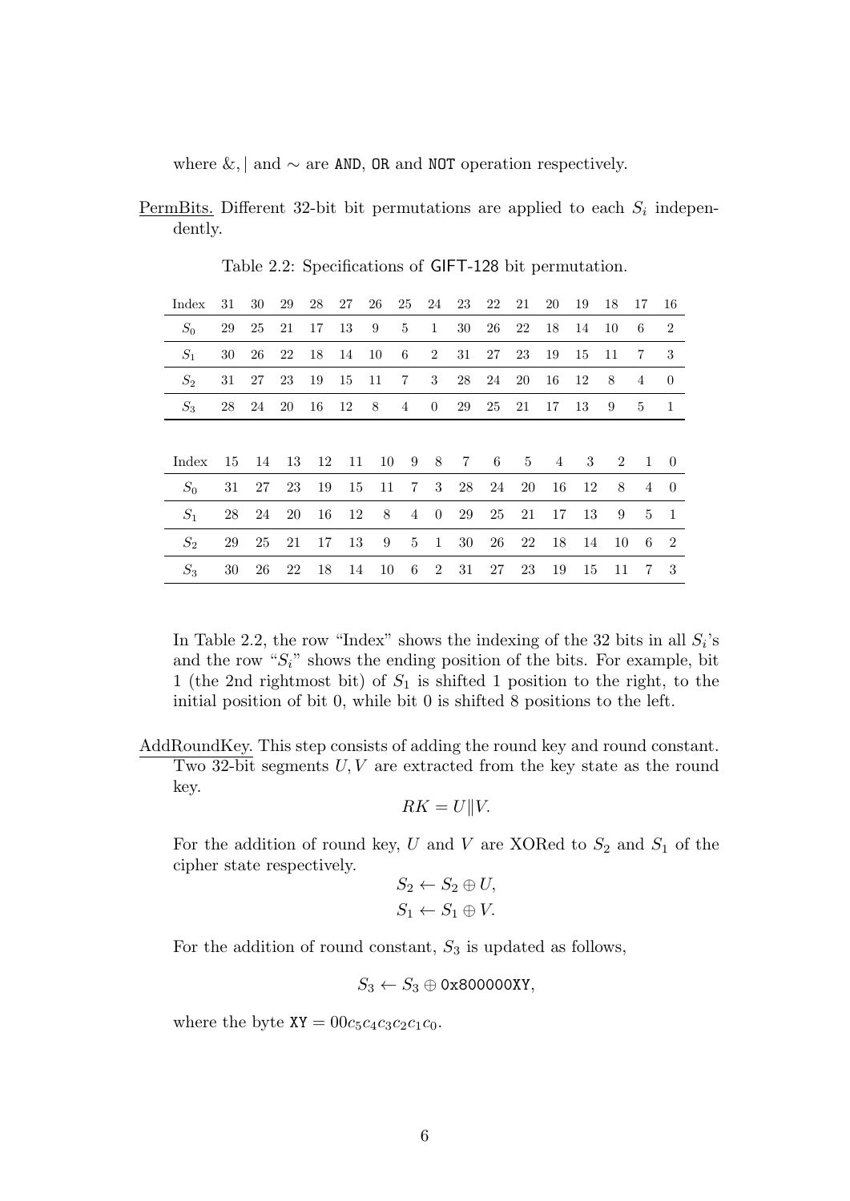where &, | and ~ are AND, OR and NOT operation respectively.

PermBits. Different 32-bit bit permutations are applied to each $S_i$ independently.

Table 2.2: Specifications of GIFT-128 bit permutation.

| Index | 31 | 30 | 29 | 28 | 27 | 26 | 25 | 24 | 23 | 22 | 21 | 20 | 19 | 18 | 17 | 16 |
|---|---|---|---|---|---|---|---|---|---|---|---|---|---|---|---|---|
| $S_0$ | 29 | 25 | 21 | 17 | 13 | 9 | 5 | 1 | 30 | 26 | 22 | 18 | 14 | 10 | 6 | 2 |
| $S_1$ | 30 | 26 | 22 | 18 | 14 | 10 | 6 | 2 | 31 | 27 | 23 | 19 | 15 | 11 | 7 | 3 |
| $S_2$ | 31 | 27 | 23 | 19 | 15 | 11 | 7 | 3 | 28 | 24 | 20 | 16 | 12 | 8 | 4 | 0 |
| $S_3$ | 28 | 24 | 20 | 16 | 12 | 8 | 4 | 0 | 29 | 25 | 21 | 17 | 13 | 9 | 5 | 1 |

| Index | 15 | 14 | 13 | 12 | 11 | 10 | 9 | 8 | 7 | 6 | 5 | 4 | 3 | 2 | 1 | 0 |
|---|---|---|---|---|---|---|---|---|---|---|---|---|---|---|---|---|
| $S_0$ | 31 | 27 | 23 | 19 | 15 | 11 | 7 | 3 | 28 | 24 | 20 | 16 | 12 | 8 | 4 | 0 |
| $S_1$ | 28 | 24 | 20 | 16 | 12 | 8 | 4 | 0 | 29 | 25 | 21 | 17 | 13 | 9 | 5 | 1 |
| $S_2$ | 29 | 25 | 21 | 17 | 13 | 9 | 5 | 1 | 30 | 26 | 22 | 18 | 14 | 10 | 6 | 2 |
| $S_3$ | 30 | 26 | 22 | 18 | 14 | 10 | 6 | 2 | 31 | 27 | 23 | 19 | 15 | 11 | 7 | 3 |

In Table 2.2, the row "Index" shows the indexing of the 32 bits in all $S_i$'s and the row "$S_i$" shows the ending position of the bits. For example, bit 1 (the 2nd rightmost bit) of $S_1$ is shifted 1 position to the right, to the initial position of bit 0, while bit 0 is shifted 8 positions to the left.

AddRoundKey. This step consists of adding the round key and round constant. Two 32-bit segments $U, V$ are extracted from the key state as the round key.

$$RK = U \| V.$$

For the addition of round key, $U$ and $V$ are XORed to $S_2$ and $S_1$ of the cipher state respectively.

$$S_2 \leftarrow S_2 \oplus U,$$
$$S_1 \leftarrow S_1 \oplus V.$$

For the addition of round constant, $S_3$ is updated as follows,

$$S_3 \leftarrow S_3 \oplus \texttt{0x800000XY},$$

where the byte $\texttt{XY} = 00c_5c_4c_3c_2c_1c_0$.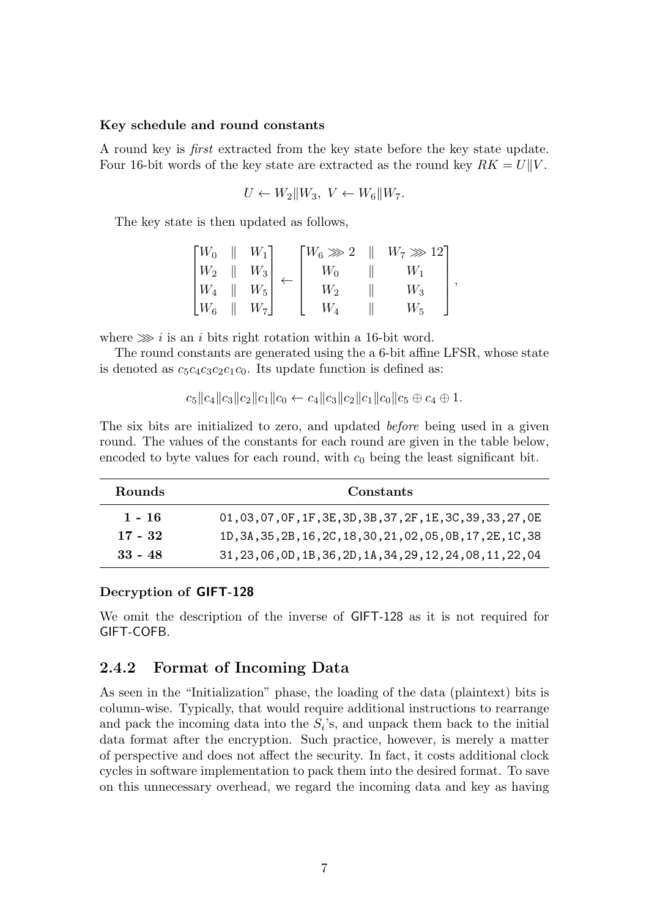#### Key schedule and round constants

A round key is *first* extracted from the key state before the key state update. Four 16-bit words of the key state are extracted as the round key $RK = U \| V$.

$$U \leftarrow W_2 \| W_3,\ V \leftarrow W_6 \| W_7.$$

The key state is then updated as follows,

$$\begin{bmatrix} W_0 & \| & W_1 \\ W_2 & \| & W_3 \\ W_4 & \| & W_5 \\ W_6 & \| & W_7 \end{bmatrix} \leftarrow \begin{bmatrix} W_6 \ggg 2 & \| & W_7 \ggg 12 \\ W_0 & \| & W_1 \\ W_2 & \| & W_3 \\ W_4 & \| & W_5 \end{bmatrix},$$

where $\ggg i$ is an $i$ bits right rotation within a 16-bit word.

The round constants are generated using the a 6-bit affine LFSR, whose state is denoted as $c_5c_4c_3c_2c_1c_0$. Its update function is defined as:

$$c_5\|c_4\|c_3\|c_2\|c_1\|c_0 \leftarrow c_4\|c_3\|c_2\|c_1\|c_0\|c_5 \oplus c_4 \oplus 1.$$

The six bits are initialized to zero, and updated *before* being used in a given round. The values of the constants for each round are given in the table below, encoded to byte values for each round, with $c_0$ being the least significant bit.

| Rounds | Constants |
|---|---|
| **1 - 16** | 01,03,07,0F,1F,3E,3D,3B,37,2F,1E,3C,39,33,27,0E |
| **17 - 32** | 1D,3A,35,2B,16,2C,18,30,21,02,05,0B,17,2E,1C,38 |
| **33 - 48** | 31,23,06,0D,1B,36,2D,1A,34,29,12,24,08,11,22,04 |

#### Decryption of GIFT-128

We omit the description of the inverse of GIFT-128 as it is not required for GIFT-COFB.

### 2.4.2 Format of Incoming Data

As seen in the "Initialization" phase, the loading of the data (plaintext) bits is column-wise. Typically, that would require additional instructions to rearrange and pack the incoming data into the $S_i$'s, and unpack them back to the initial data format after the encryption. Such practice, however, is merely a matter of perspective and does not affect the security. In fact, it costs additional clock cycles in software implementation to pack them into the desired format. To save on this unnecessary overhead, we regard the incoming data and key as having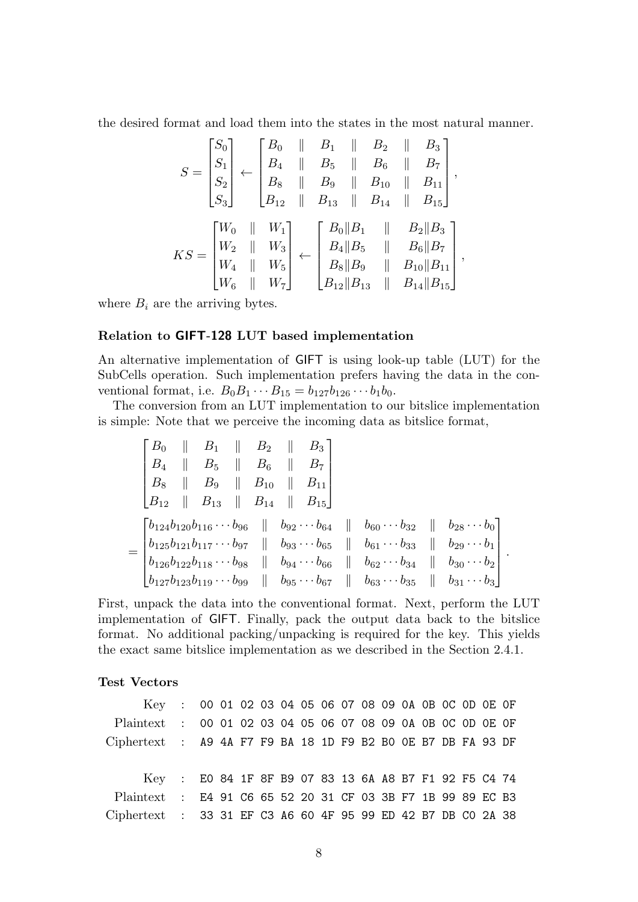the desired format and load them into the states in the most natural manner.

$$S = \begin{bmatrix} S_0 \\ S_1 \\ S_2 \\ S_3 \end{bmatrix} \leftarrow \begin{bmatrix} B_0 & \| & B_1 & \| & B_2 & \| & B_3 \\ B_4 & \| & B_5 & \| & B_6 & \| & B_7 \\ B_8 & \| & B_9 & \| & B_{10} & \| & B_{11} \\ B_{12} & \| & B_{13} & \| & B_{14} & \| & B_{15} \end{bmatrix},$$

$$KS = \begin{bmatrix} W_0 & \| & W_1 \\ W_2 & \| & W_3 \\ W_4 & \| & W_5 \\ W_6 & \| & W_7 \end{bmatrix} \leftarrow \begin{bmatrix} B_0\|B_1 & \| & B_2\|B_3 \\ B_4\|B_5 & \| & B_6\|B_7 \\ B_8\|B_9 & \| & B_{10}\|B_{11} \\ B_{12}\|B_{13} & \| & B_{14}\|B_{15} \end{bmatrix},$$

where $B_i$ are the arriving bytes.

### Relation to GIFT-128 LUT based implementation

An alternative implementation of GIFT is using look-up table (LUT) for the SubCells operation. Such implementation prefers having the data in the conventional format, i.e. $B_0B_1 \cdots B_{15} = b_{127}b_{126} \cdots b_1b_0$.

The conversion from an LUT implementation to our bitslice implementation is simple: Note that we perceive the incoming data as bitslice format,

$$\begin{bmatrix} B_0 & \| & B_1 & \| & B_2 & \| & B_3 \\ B_4 & \| & B_5 & \| & B_6 & \| & B_7 \\ B_8 & \| & B_9 & \| & B_{10} & \| & B_{11} \\ B_{12} & \| & B_{13} & \| & B_{14} & \| & B_{15} \end{bmatrix}$$

$$= \begin{bmatrix} b_{124}b_{120}b_{116}\cdots b_{96} & \| & b_{92}\cdots b_{64} & \| & b_{60}\cdots b_{32} & \| & b_{28}\cdots b_0 \\ b_{125}b_{121}b_{117}\cdots b_{97} & \| & b_{93}\cdots b_{65} & \| & b_{61}\cdots b_{33} & \| & b_{29}\cdots b_1 \\ b_{126}b_{122}b_{118}\cdots b_{98} & \| & b_{94}\cdots b_{66} & \| & b_{62}\cdots b_{34} & \| & b_{30}\cdots b_2 \\ b_{127}b_{123}b_{119}\cdots b_{99} & \| & b_{95}\cdots b_{67} & \| & b_{63}\cdots b_{35} & \| & b_{31}\cdots b_3 \end{bmatrix}.$$

First, unpack the data into the conventional format. Next, perform the LUT implementation of GIFT. Finally, pack the output data back to the bitslice format. No additional packing/unpacking is required for the key. This yields the exact same bitslice implementation as we described in the Section 2.4.1.

### Test Vectors

```
       Key  :  00 01 02 03 04 05 06 07 08 09 0A 0B 0C 0D 0E 0F
 Plaintext  :  00 01 02 03 04 05 06 07 08 09 0A 0B 0C 0D 0E 0F
Ciphertext  :  A9 4A F7 F9 BA 18 1D F9 B2 B0 0E B7 DB FA 93 DF

       Key  :  E0 84 1F 8F B9 07 83 13 6A A8 B7 F1 92 F5 C4 74
 Plaintext  :  E4 91 C6 65 52 20 31 CF 03 3B F7 1B 99 89 EC B3
Ciphertext  :  33 31 EF C3 A6 60 4F 95 99 ED 42 B7 DB C0 2A 38
```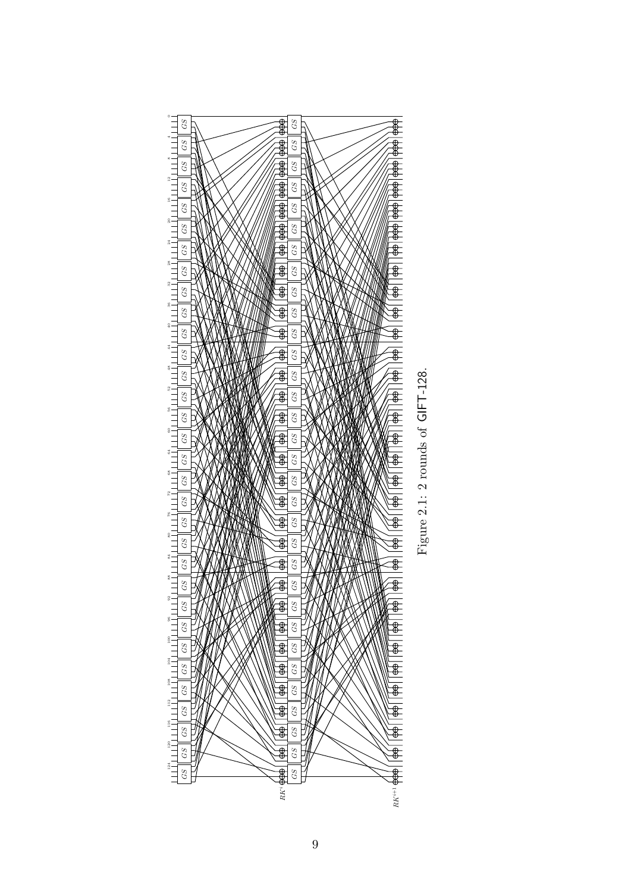Figure 2.1: 2 rounds of GIFT-128.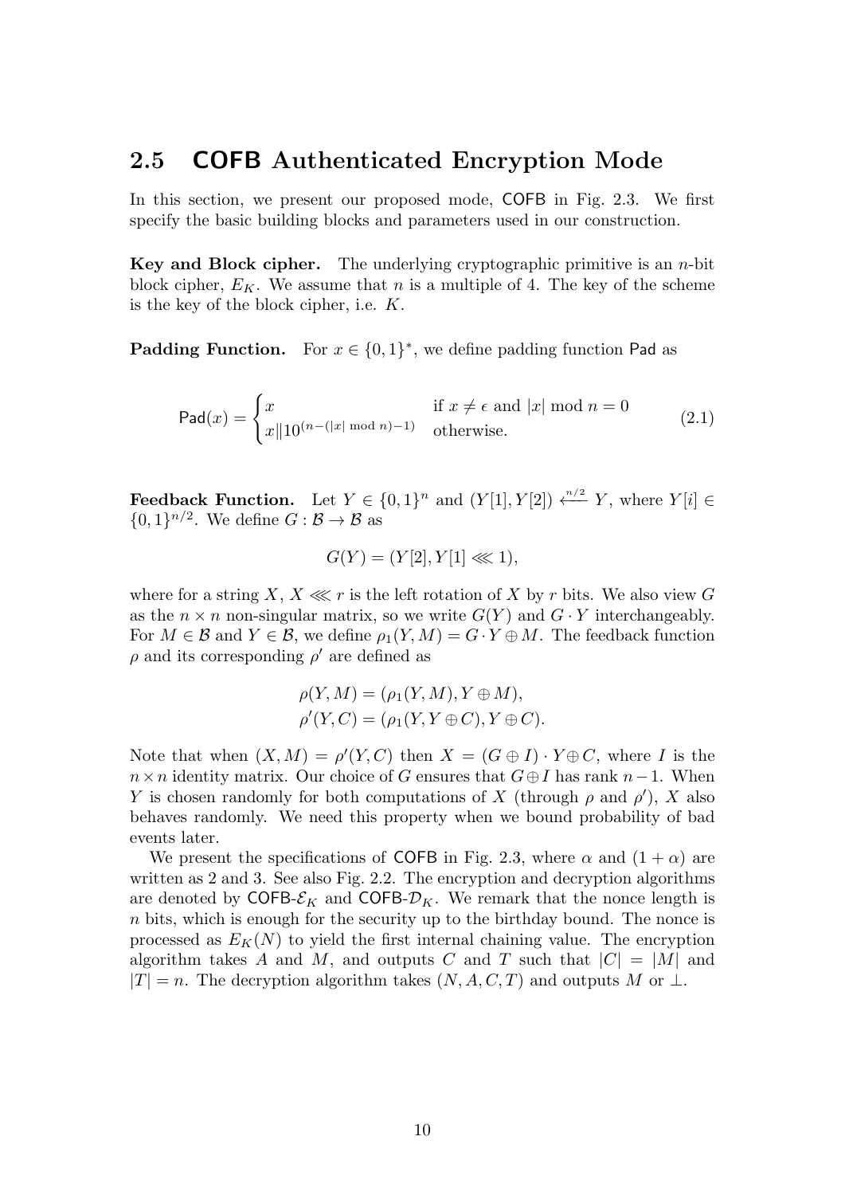## 2.5 COFB Authenticated Encryption Mode

In this section, we present our proposed mode, COFB in Fig. 2.3. We first specify the basic building blocks and parameters used in our construction.

**Key and Block cipher.** The underlying cryptographic primitive is an $n$-bit block cipher, $E_K$. We assume that $n$ is a multiple of 4. The key of the scheme is the key of the block cipher, i.e. $K$.

**Padding Function.** For $x \in \{0,1\}^*$, we define padding function $\mathsf{Pad}$ as

$$\mathsf{Pad}(x) = \begin{cases} x & \text{if } x \neq \epsilon \text{ and } |x| \bmod n = 0 \\ x \| 10^{(n-(|x| \bmod n)-1)} & \text{otherwise.} \end{cases} \tag{2.1}$$

**Feedback Function.** Let $Y \in \{0,1\}^n$ and $(Y[1], Y[2]) \xleftarrow{n/2} Y$, where $Y[i] \in \{0,1\}^{n/2}$. We define $G : \mathcal{B} \to \mathcal{B}$ as

$$G(Y) = (Y[2], Y[1] \lll 1),$$

where for a string $X$, $X \lll r$ is the left rotation of $X$ by $r$ bits. We also view $G$ as the $n \times n$ non-singular matrix, so we write $G(Y)$ and $G \cdot Y$ interchangeably. For $M \in \mathcal{B}$ and $Y \in \mathcal{B}$, we define $\rho_1(Y, M) = G \cdot Y \oplus M$. The feedback function $\rho$ and its corresponding $\rho'$ are defined as

$$\rho(Y, M) = (\rho_1(Y, M), Y \oplus M),$$
$$\rho'(Y, C) = (\rho_1(Y, Y \oplus C), Y \oplus C).$$

Note that when $(X, M) = \rho'(Y, C)$ then $X = (G \oplus I) \cdot Y \oplus C$, where $I$ is the $n \times n$ identity matrix. Our choice of $G$ ensures that $G \oplus I$ has rank $n-1$. When $Y$ is chosen randomly for both computations of $X$ (through $\rho$ and $\rho'$), $X$ also behaves randomly. We need this property when we bound probability of bad events later.

We present the specifications of COFB in Fig. 2.3, where $\alpha$ and $(1 + \alpha)$ are written as 2 and 3. See also Fig. 2.2. The encryption and decryption algorithms are denoted by $\mathsf{COFB}\text{-}\mathcal{E}_K$ and $\mathsf{COFB}\text{-}\mathcal{D}_K$. We remark that the nonce length is $n$ bits, which is enough for the security up to the birthday bound. The nonce is processed as $E_K(N)$ to yield the first internal chaining value. The encryption algorithm takes $A$ and $M$, and outputs $C$ and $T$ such that $|C| = |M|$ and $|T| = n$. The decryption algorithm takes $(N, A, C, T)$ and outputs $M$ or $\perp$.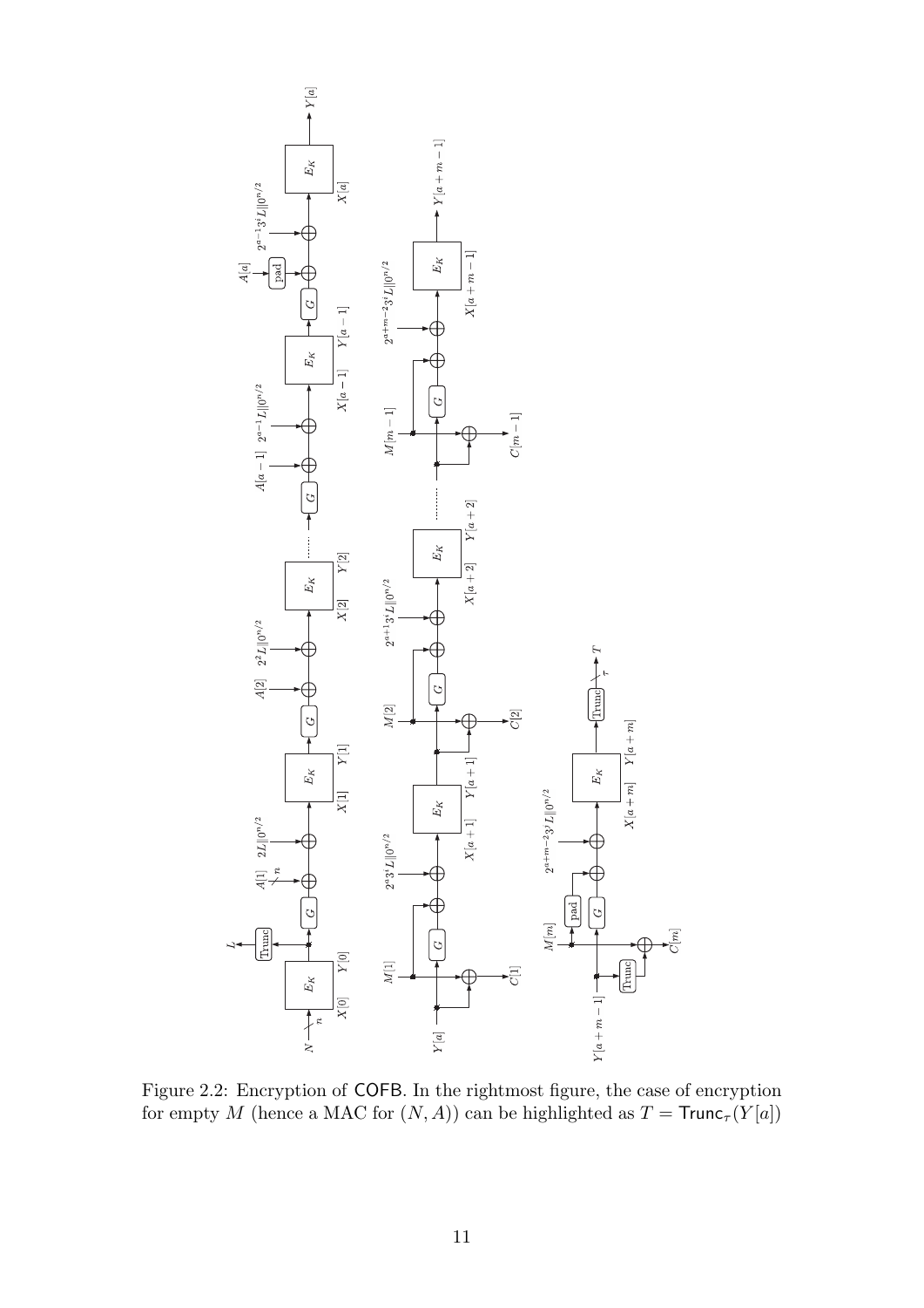Figure 2.2: Encryption of COFB. In the rightmost figure, the case of encryption for empty $M$ (hence a MAC for $(N, A)$) can be highlighted as $T = \mathsf{Trunc}_\tau(Y[a])$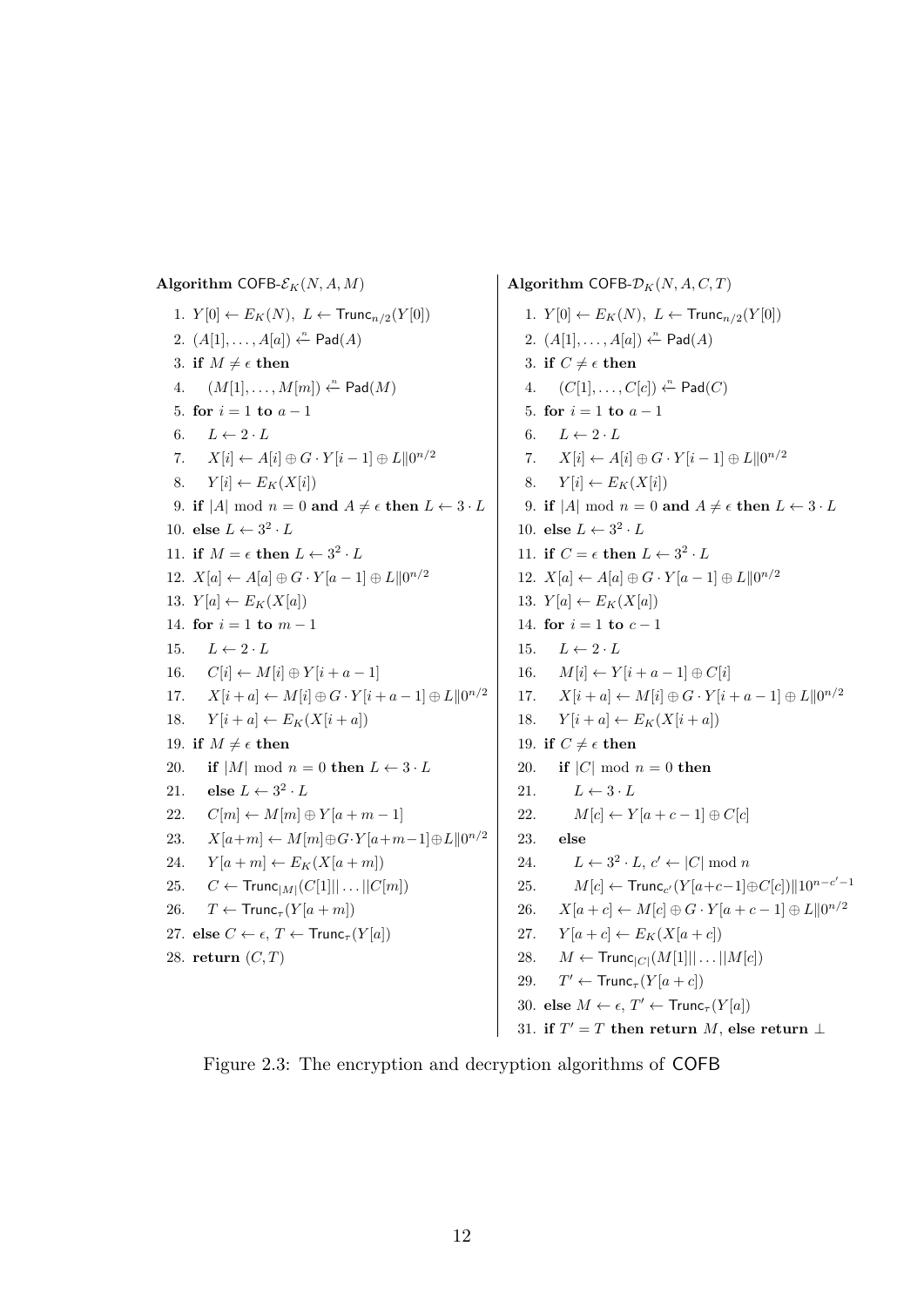**Algorithm** $\mathsf{COFB}\text{-}\mathcal{E}_K(N, A, M)$

1. $Y[0] \leftarrow E_K(N),\ L \leftarrow \mathsf{Trunc}_{n/2}(Y[0])$
2. $(A[1], \ldots, A[a]) \xleftarrow{n} \mathsf{Pad}(A)$
3. **if** $M \neq \epsilon$ **then**
4. $\quad (M[1], \ldots, M[m]) \xleftarrow{n} \mathsf{Pad}(M)$
5. **for** $i = 1$ **to** $a - 1$
6. $\quad L \leftarrow 2 \cdot L$
7. $\quad X[i] \leftarrow A[i] \oplus G \cdot Y[i-1] \oplus L \| 0^{n/2}$
8. $\quad Y[i] \leftarrow E_K(X[i])$
9. **if** $|A| \bmod n = 0$ **and** $A \neq \epsilon$ **then** $L \leftarrow 3 \cdot L$
10. **else** $L \leftarrow 3^2 \cdot L$
11. **if** $M = \epsilon$ **then** $L \leftarrow 3^2 \cdot L$
12. $X[a] \leftarrow A[a] \oplus G \cdot Y[a-1] \oplus L \| 0^{n/2}$
13. $Y[a] \leftarrow E_K(X[a])$
14. **for** $i = 1$ **to** $m - 1$
15. $\quad L \leftarrow 2 \cdot L$
16. $\quad C[i] \leftarrow M[i] \oplus Y[i+a-1]$
17. $\quad X[i+a] \leftarrow M[i] \oplus G \cdot Y[i+a-1] \oplus L \| 0^{n/2}$
18. $\quad Y[i+a] \leftarrow E_K(X[i+a])$
19. **if** $M \neq \epsilon$ **then**
20. $\quad$ **if** $|M| \bmod n = 0$ **then** $L \leftarrow 3 \cdot L$
21. $\quad$ **else** $L \leftarrow 3^2 \cdot L$
22. $\quad C[m] \leftarrow M[m] \oplus Y[a+m-1]$
23. $\quad X[a+m] \leftarrow M[m] \oplus G \cdot Y[a+m-1] \oplus L \| 0^{n/2}$
24. $\quad Y[a+m] \leftarrow E_K(X[a+m])$
25. $\quad C \leftarrow \mathsf{Trunc}_{|M|}(C[1] \| \ldots \| C[m])$
26. $\quad T \leftarrow \mathsf{Trunc}_{\tau}(Y[a+m])$
27. **else** $C \leftarrow \epsilon$, $T \leftarrow \mathsf{Trunc}_{\tau}(Y[a])$
28. **return** $(C, T)$

**Algorithm** $\mathsf{COFB}\text{-}\mathcal{D}_K(N, A, C, T)$

1. $Y[0] \leftarrow E_K(N),\ L \leftarrow \mathsf{Trunc}_{n/2}(Y[0])$
2. $(A[1], \ldots, A[a]) \xleftarrow{n} \mathsf{Pad}(A)$
3. **if** $C \neq \epsilon$ **then**
4. $\quad (C[1], \ldots, C[c]) \xleftarrow{n} \mathsf{Pad}(C)$
5. **for** $i = 1$ **to** $a - 1$
6. $\quad L \leftarrow 2 \cdot L$
7. $\quad X[i] \leftarrow A[i] \oplus G \cdot Y[i-1] \oplus L \| 0^{n/2}$
8. $\quad Y[i] \leftarrow E_K(X[i])$
9. **if** $|A| \bmod n = 0$ **and** $A \neq \epsilon$ **then** $L \leftarrow 3 \cdot L$
10. **else** $L \leftarrow 3^2 \cdot L$
11. **if** $C = \epsilon$ **then** $L \leftarrow 3^2 \cdot L$
12. $X[a] \leftarrow A[a] \oplus G \cdot Y[a-1] \oplus L \| 0^{n/2}$
13. $Y[a] \leftarrow E_K(X[a])$
14. **for** $i = 1$ **to** $c - 1$
15. $\quad L \leftarrow 2 \cdot L$
16. $\quad M[i] \leftarrow Y[i+a-1] \oplus C[i]$
17. $\quad X[i+a] \leftarrow M[i] \oplus G \cdot Y[i+a-1] \oplus L \| 0^{n/2}$
18. $\quad Y[i+a] \leftarrow E_K(X[i+a])$
19. **if** $C \neq \epsilon$ **then**
20. $\quad$ **if** $|C| \bmod n = 0$ **then**
21. $\quad\quad L \leftarrow 3 \cdot L$
22. $\quad\quad M[c] \leftarrow Y[a+c-1] \oplus C[c]$
23. $\quad$ **else**
24. $\quad\quad L \leftarrow 3^2 \cdot L$, $c' \leftarrow |C| \bmod n$
25. $\quad\quad M[c] \leftarrow \mathsf{Trunc}_{c'}(Y[a+c-1] \oplus C[c]) \| 10^{n-c'-1}$
26. $\quad X[a+c] \leftarrow M[c] \oplus G \cdot Y[a+c-1] \oplus L \| 0^{n/2}$
27. $\quad Y[a+c] \leftarrow E_K(X[a+c])$
28. $\quad M \leftarrow \mathsf{Trunc}_{|C|}(M[1] \| \ldots \| M[c])$
29. $\quad T' \leftarrow \mathsf{Trunc}_{\tau}(Y[a+c])$
30. **else** $M \leftarrow \epsilon$, $T' \leftarrow \mathsf{Trunc}_{\tau}(Y[a])$
31. **if** $T' = T$ **then return** $M$, **else return** $\perp$

Figure 2.3: The encryption and decryption algorithms of COFB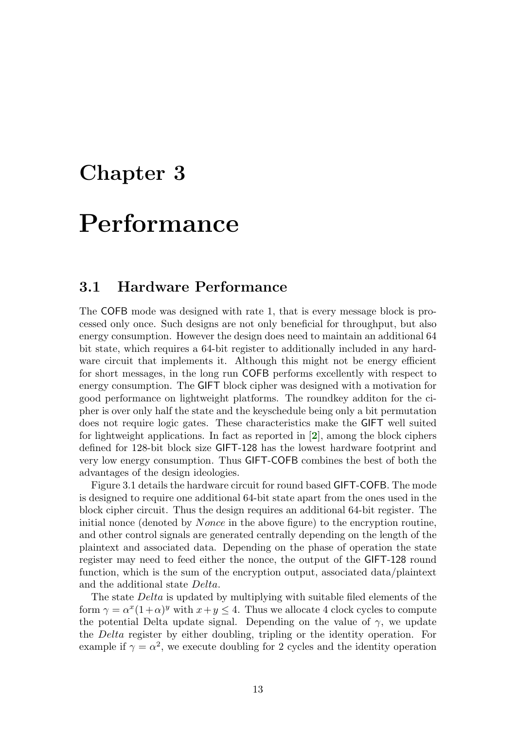# Chapter 3

# Performance

## 3.1 Hardware Performance

The COFB mode was designed with rate 1, that is every message block is processed only once. Such designs are not only beneficial for throughput, but also energy consumption. However the design does need to maintain an additional 64 bit state, which requires a 64-bit register to additionally included in any hardware circuit that implements it. Although this might not be energy efficient for short messages, in the long run COFB performs excellently with respect to energy consumption. The GIFT block cipher was designed with a motivation for good performance on lightweight platforms. The roundkey additon for the cipher is over only half the state and the keyschedule being only a bit permutation does not require logic gates. These characteristics make the GIFT well suited for lightweight applications. In fact as reported in [2], among the block ciphers defined for 128-bit block size GIFT-128 has the lowest hardware footprint and very low energy consumption. Thus GIFT-COFB combines the best of both the advantages of the design ideologies.

Figure 3.1 details the hardware circuit for round based GIFT-COFB. The mode is designed to require one additional 64-bit state apart from the ones used in the block cipher circuit. Thus the design requires an additional 64-bit register. The initial nonce (denoted by *Nonce* in the above figure) to the encryption routine, and other control signals are generated centrally depending on the length of the plaintext and associated data. Depending on the phase of operation the state register may need to feed either the nonce, the output of the GIFT-128 round function, which is the sum of the encryption output, associated data/plaintext and the additional state *Delta*.

The state *Delta* is updated by multiplying with suitable filed elements of the form $\gamma = \alpha^x(1+\alpha)^y$ with $x + y \leq 4$. Thus we allocate 4 clock cycles to compute the potential Delta update signal. Depending on the value of $\gamma$, we update the *Delta* register by either doubling, tripling or the identity operation. For example if $\gamma = \alpha^2$, we execute doubling for 2 cycles and the identity operation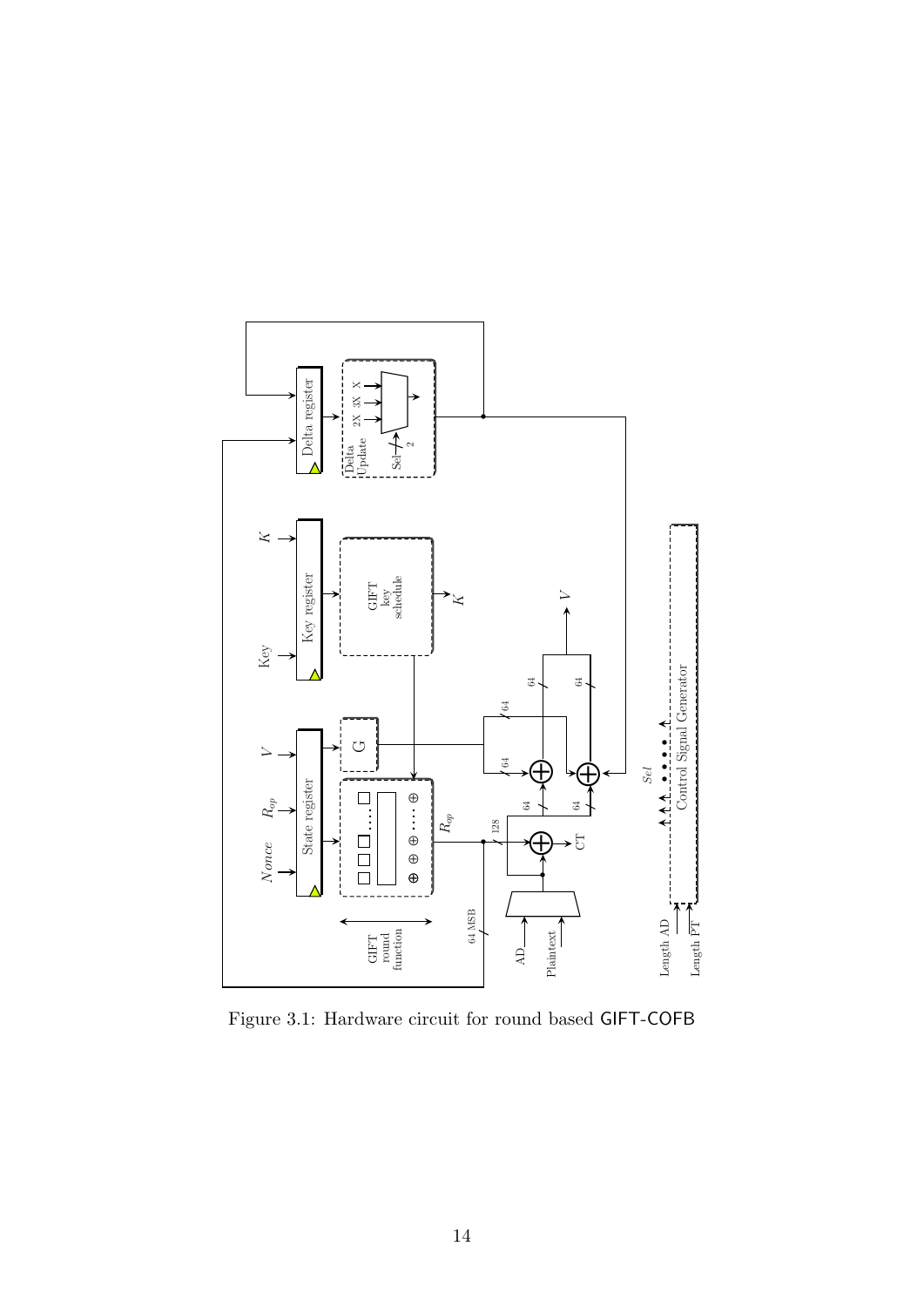Figure 3.1: Hardware circuit for round based GIFT-COFB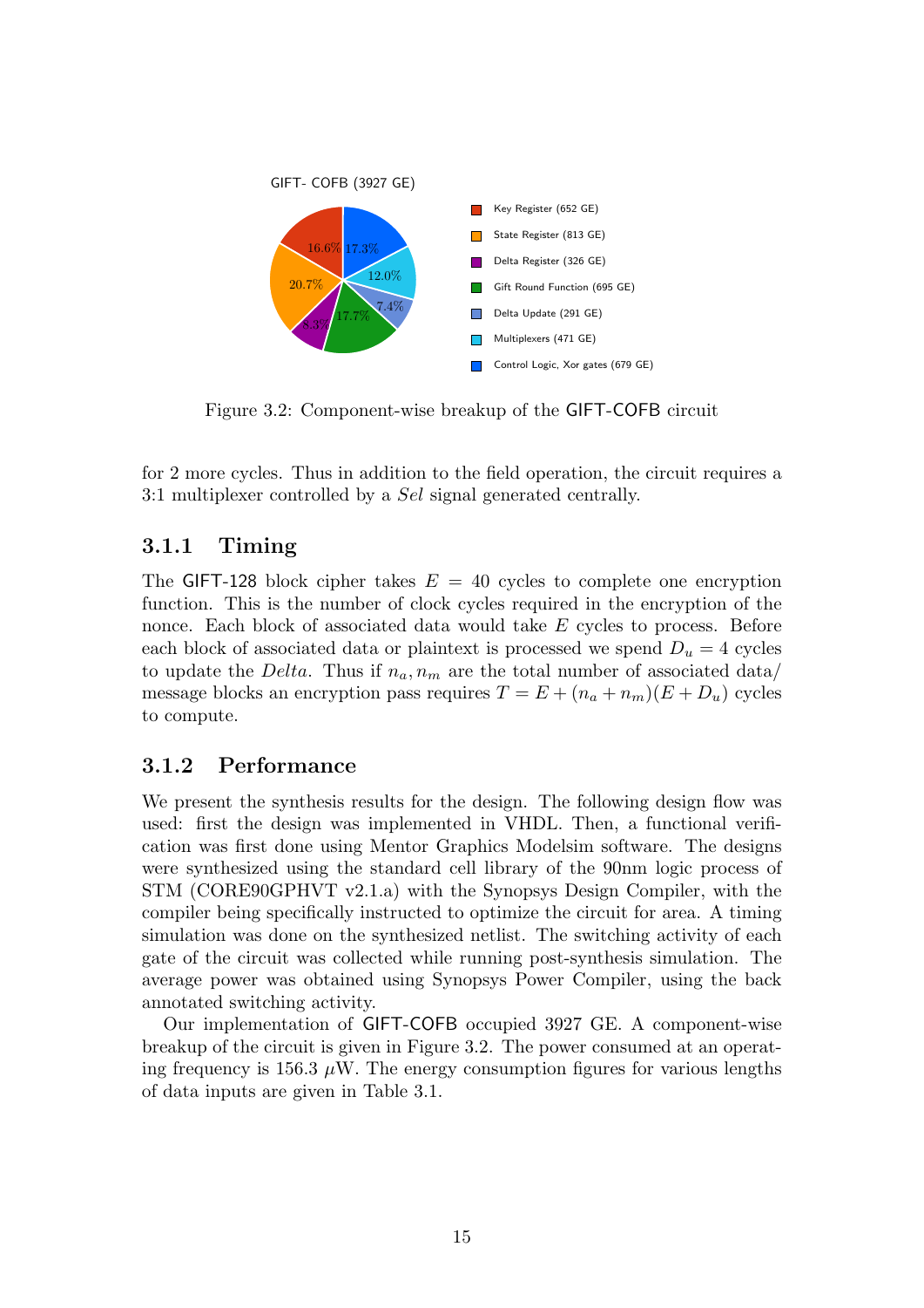GIFT- COFB (3927 GE)

- Key Register (652 GE) — 16.6%
- State Register (813 GE) — 20.7%
- Delta Register (326 GE) — 8.3%
- Gift Round Function (695 GE) — 17.7%
- Delta Update (291 GE) — 7.4%
- Multiplexers (471 GE) — 12.0%
- Control Logic, Xor gates (679 GE) — 17.3%

Figure 3.2: Component-wise breakup of the GIFT-COFB circuit

for 2 more cycles. Thus in addition to the field operation, the circuit requires a 3:1 multiplexer controlled by a *Sel* signal generated centrally.

### 3.1.1 Timing

The GIFT-128 block cipher takes $E = 40$ cycles to complete one encryption function. This is the number of clock cycles required in the encryption of the nonce. Each block of associated data would take $E$ cycles to process. Before each block of associated data or plaintext is processed we spend $D_u = 4$ cycles to update the *Delta*. Thus if $n_a, n_m$ are the total number of associated data/ message blocks an encryption pass requires $T = E + (n_a + n_m)(E + D_u)$ cycles to compute.

### 3.1.2 Performance

We present the synthesis results for the design. The following design flow was used: first the design was implemented in VHDL. Then, a functional verification was first done using Mentor Graphics Modelsim software. The designs were synthesized using the standard cell library of the 90nm logic process of STM (CORE90GPHVT v2.1.a) with the Synopsys Design Compiler, with the compiler being specifically instructed to optimize the circuit for area. A timing simulation was done on the synthesized netlist. The switching activity of each gate of the circuit was collected while running post-synthesis simulation. The average power was obtained using Synopsys Power Compiler, using the back annotated switching activity.

Our implementation of GIFT-COFB occupied 3927 GE. A component-wise breakup of the circuit is given in Figure 3.2. The power consumed at an operating frequency is 156.3 $\mu$W. The energy consumption figures for various lengths of data inputs are given in Table 3.1.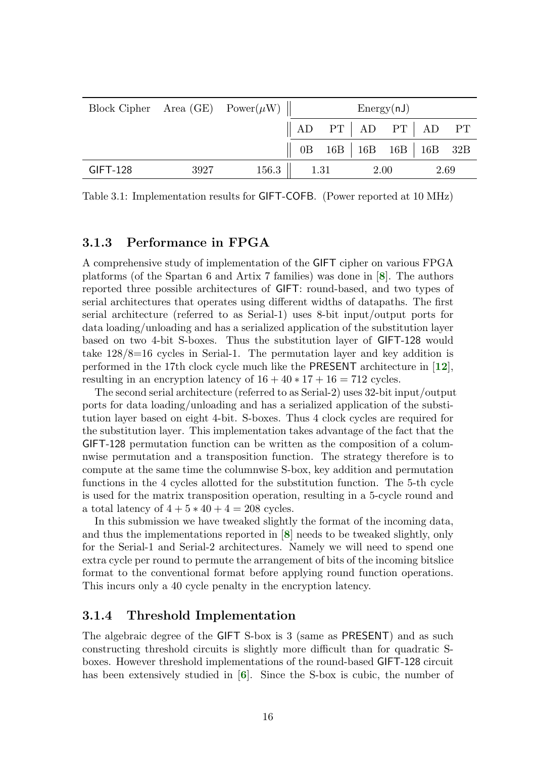| Block Cipher | Area (GE) | Power($\mu$W) | Energy(nJ) | | | | | |
|---|---|---|---|---|---|---|---|---|
| | | | AD | PT | AD | PT | AD | PT |
| | | | 0B | 16B | 16B | 16B | 16B | 32B |
| GIFT-128 | 3927 | 156.3 | 1.31 | | 2.00 | | 2.69 | |

Table 3.1: Implementation results for GIFT-COFB. (Power reported at 10 MHz)

### 3.1.3 Performance in FPGA

A comprehensive study of implementation of the GIFT cipher on various FPGA platforms (of the Spartan 6 and Artix 7 families) was done in [8]. The authors reported three possible architectures of GIFT: round-based, and two types of serial architectures that operates using different widths of datapaths. The first serial architecture (referred to as Serial-1) uses 8-bit input/output ports for data loading/unloading and has a serialized application of the substitution layer based on two 4-bit S-boxes. Thus the substitution layer of GIFT-128 would take $128/8=16$ cycles in Serial-1. The permutation layer and key addition is performed in the 17th clock cycle much like the PRESENT architecture in [12], resulting in an encryption latency of $16 + 40 * 17 + 16 = 712$ cycles.

The second serial architecture (referred to as Serial-2) uses 32-bit input/output ports for data loading/unloading and has a serialized application of the substitution layer based on eight 4-bit. S-boxes. Thus 4 clock cycles are required for the substitution layer. This implementation takes advantage of the fact that the GIFT-128 permutation function can be written as the composition of a columnwise permutation and a transposition function. The strategy therefore is to compute at the same time the columnwise S-box, key addition and permutation functions in the 4 cycles allotted for the substitution function. The 5-th cycle is used for the matrix transposition operation, resulting in a 5-cycle round and a total latency of $4 + 5 * 40 + 4 = 208$ cycles.

In this submission we have tweaked slightly the format of the incoming data, and thus the implementations reported in [8] needs to be tweaked slightly, only for the Serial-1 and Serial-2 architectures. Namely we will need to spend one extra cycle per round to permute the arrangement of bits of the incoming bitslice format to the conventional format before applying round function operations. This incurs only a 40 cycle penalty in the encryption latency.

### 3.1.4 Threshold Implementation

The algebraic degree of the GIFT S-box is 3 (same as PRESENT) and as such constructing threshold circuits is slightly more difficult than for quadratic S-boxes. However threshold implementations of the round-based GIFT-128 circuit has been extensively studied in [6]. Since the S-box is cubic, the number of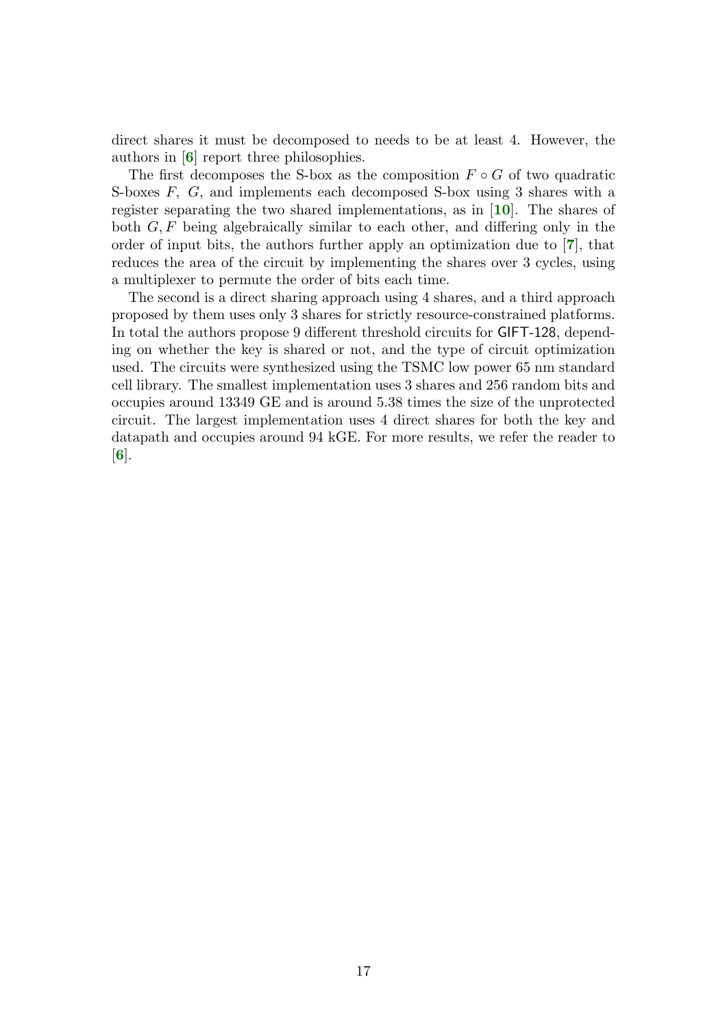direct shares it must be decomposed to needs to be at least 4. However, the authors in [6] report three philosophies.

The first decomposes the S-box as the composition $F \circ G$ of two quadratic S-boxes $F$, $G$, and implements each decomposed S-box using 3 shares with a register separating the two shared implementations, as in [10]. The shares of both $G, F$ being algebraically similar to each other, and differing only in the order of input bits, the authors further apply an optimization due to [7], that reduces the area of the circuit by implementing the shares over 3 cycles, using a multiplexer to permute the order of bits each time.

The second is a direct sharing approach using 4 shares, and a third approach proposed by them uses only 3 shares for strictly resource-constrained platforms. In total the authors propose 9 different threshold circuits for GIFT-128, depending on whether the key is shared or not, and the type of circuit optimization used. The circuits were synthesized using the TSMC low power 65 nm standard cell library. The smallest implementation uses 3 shares and 256 random bits and occupies around 13349 GE and is around 5.38 times the size of the unprotected circuit. The largest implementation uses 4 direct shares for both the key and datapath and occupies around 94 kGE. For more results, we refer the reader to [6].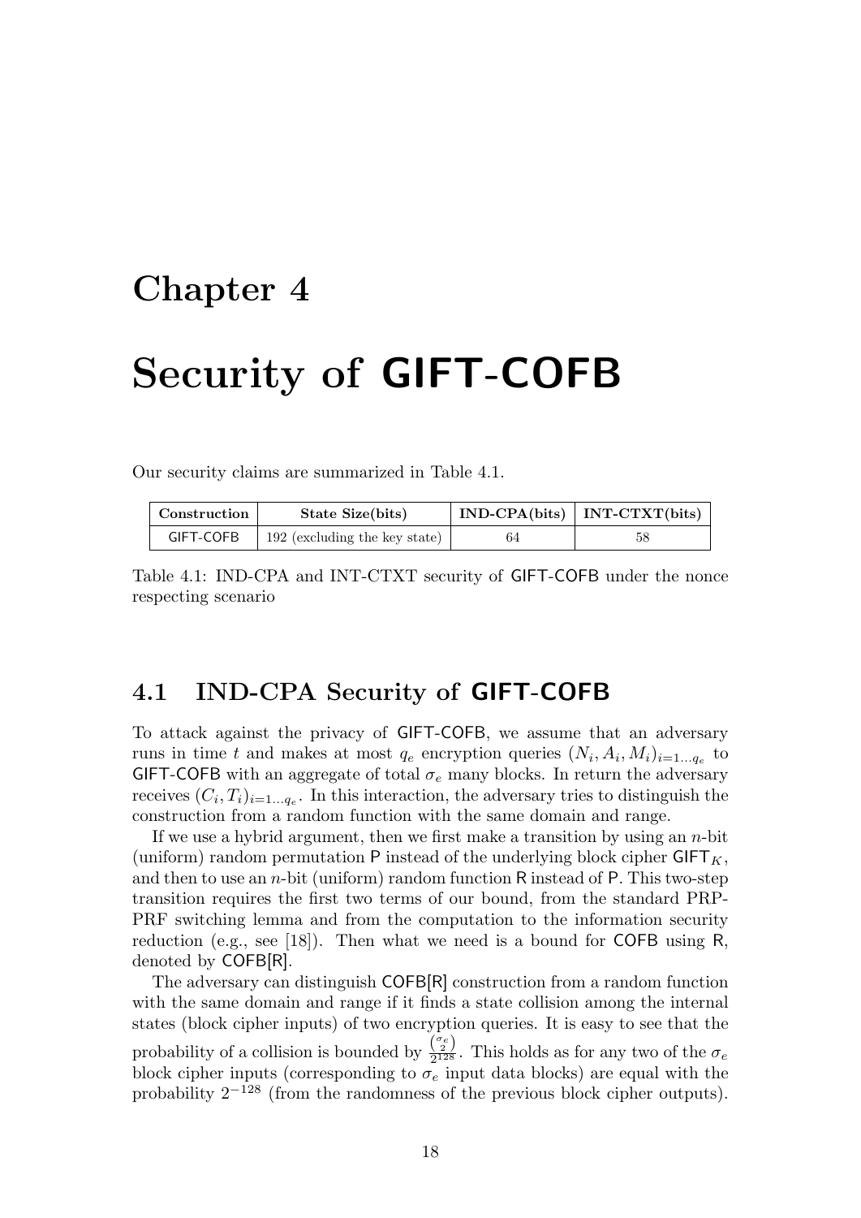# Chapter 4

# Security of GIFT-COFB

Our security claims are summarized in Table 4.1.

| Construction | State Size(bits) | IND-CPA(bits) | INT-CTXT(bits) |
|---|---|---|---|
| GIFT-COFB | 192 (excluding the key state) | 64 | 58 |

Table 4.1: IND-CPA and INT-CTXT security of GIFT-COFB under the nonce respecting scenario

## 4.1 IND-CPA Security of GIFT-COFB

To attack against the privacy of GIFT-COFB, we assume that an adversary runs in time $t$ and makes at most $q_e$ encryption queries $(N_i, A_i, M_i)_{i=1\ldots q_e}$ to GIFT-COFB with an aggregate of total $\sigma_e$ many blocks. In return the adversary receives $(C_i, T_i)_{i=1\ldots q_e}$. In this interaction, the adversary tries to distinguish the construction from a random function with the same domain and range.

If we use a hybrid argument, then we first make a transition by using an $n$-bit (uniform) random permutation P instead of the underlying block cipher $\mathsf{GIFT}_K$, and then to use an $n$-bit (uniform) random function R instead of P. This two-step transition requires the first two terms of our bound, from the standard PRP-PRF switching lemma and from the computation to the information security reduction (e.g., see [18]). Then what we need is a bound for COFB using R, denoted by COFB[R].

The adversary can distinguish COFB[R] construction from a random function with the same domain and range if it finds a state collision among the internal states (block cipher inputs) of two encryption queries. It is easy to see that the probability of a collision is bounded by $\frac{\binom{\sigma_e}{2}}{2^{128}}$. This holds as for any two of the $\sigma_e$ block cipher inputs (corresponding to $\sigma_e$ input data blocks) are equal with the probability $2^{-128}$ (from the randomness of the previous block cipher outputs).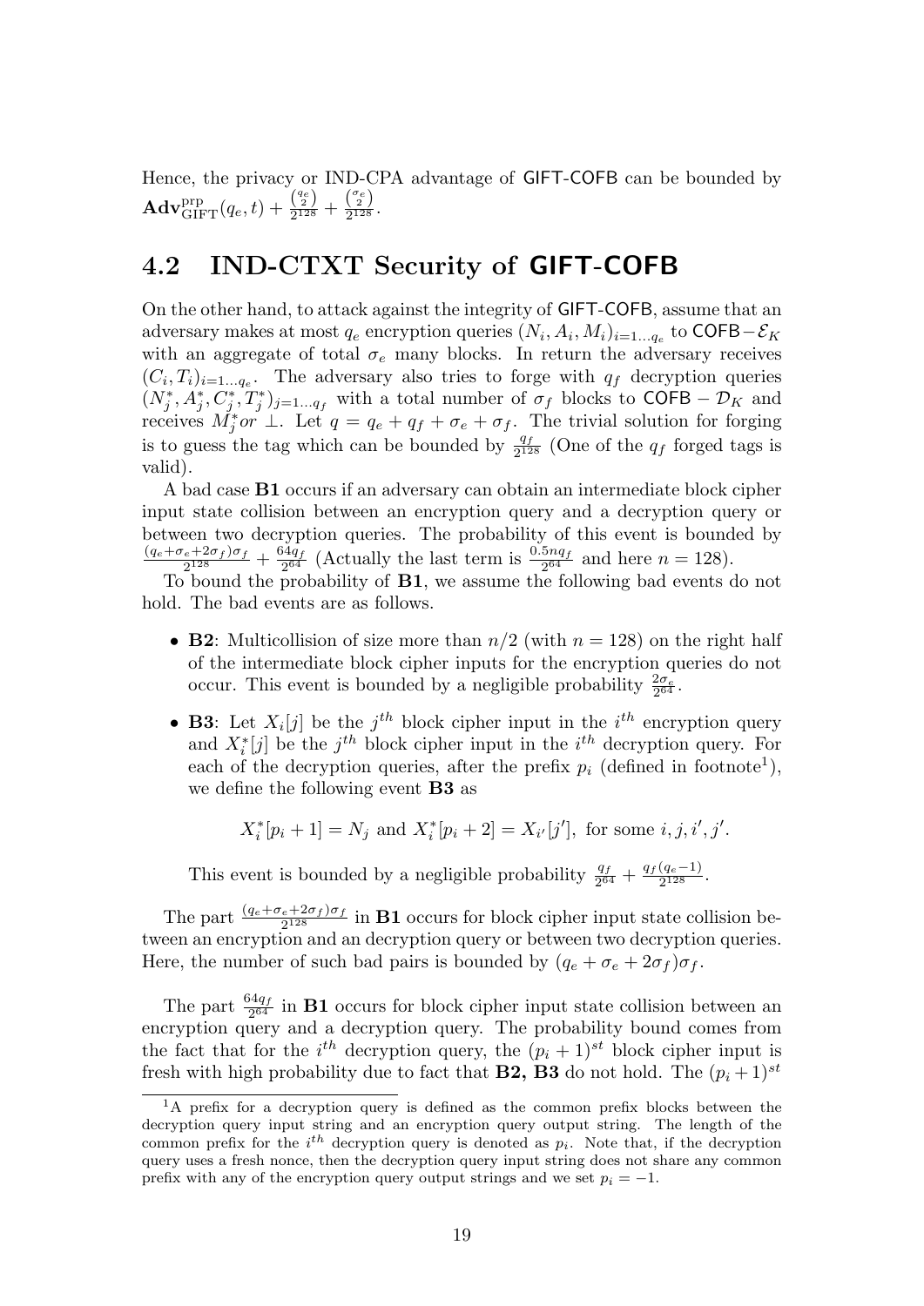Hence, the privacy or IND-CPA advantage of GIFT-COFB can be bounded by $\mathbf{Adv}^{\text{prp}}_{\text{GIFT}}(q_e, t) + \frac{\binom{q_e}{2}}{2^{128}} + \frac{\binom{\sigma_e}{2}}{2^{128}}$.

## 4.2 IND-CTXT Security of GIFT-COFB

On the other hand, to attack against the integrity of GIFT-COFB, assume that an adversary makes at most $q_e$ encryption queries $(N_i, A_i, M_i)_{i=1\ldots q_e}$ to $\mathsf{COFB}-\mathcal{E}_K$ with an aggregate of total $\sigma_e$ many blocks. In return the adversary receives $(C_i, T_i)_{i=1\ldots q_e}$. The adversary also tries to forge with $q_f$ decryption queries $(N^*_j, A^*_j, C^*_j, T^*_j)_{j=1\ldots q_f}$ with a total number of $\sigma_f$ blocks to $\mathsf{COFB} - \mathcal{D}_K$ and receives $M^*_j or \perp$. Let $q = q_e + q_f + \sigma_e + \sigma_f$. The trivial solution for forging is to guess the tag which can be bounded by $\frac{q_f}{2^{128}}$ (One of the $q_f$ forged tags is valid).

A bad case **B1** occurs if an adversary can obtain an intermediate block cipher input state collision between an encryption query and a decryption query or between two decryption queries. The probability of this event is bounded by $\frac{(q_e+\sigma_e+2\sigma_f)\sigma_f}{2^{128}} + \frac{64q_f}{2^{64}}$ (Actually the last term is $\frac{0.5nq_f}{2^{64}}$ and here $n = 128$).

To bound the probability of **B1**, we assume the following bad events do not hold. The bad events are as follows.

- **B2**: Multicollision of size more than $n/2$ (with $n = 128$) on the right half of the intermediate block cipher inputs for the encryption queries do not occur. This event is bounded by a negligible probability $\frac{2\sigma_e}{2^{64}}$.
- **B3**: Let $X_i[j]$ be the $j^{th}$ block cipher input in the $i^{th}$ encryption query and $X^*_i[j]$ be the $j^{th}$ block cipher input in the $i^{th}$ decryption query. For each of the decryption queries, after the prefix $p_i$ (defined in footnote[1]), we define the following event **B3** as

$$X^*_i[p_i + 1] = N_j \text{ and } X^*_i[p_i + 2] = X_{i'}[j'], \text{ for some } i, j, i', j'.$$

This event is bounded by a negligible probability $\frac{q_f}{2^{64}} + \frac{q_f(q_e-1)}{2^{128}}$.

The part $\frac{(q_e+\sigma_e+2\sigma_f)\sigma_f}{2^{128}}$ in **B1** occurs for block cipher input state collision between an encryption and a decryption query or between two decryption queries. Here, the number of such bad pairs is bounded by $(q_e + \sigma_e + 2\sigma_f)\sigma_f$.

The part $\frac{64q_f}{2^{64}}$ in **B1** occurs for block cipher input state collision between an encryption query and a decryption query. The probability bound comes from the fact that for the $i^{th}$ decryption query, the $(p_i + 1)^{st}$ block cipher input is fresh with high probability due to fact that **B2, B3** do not hold. The $(p_i + 1)^{st}$

[1] A prefix for a decryption query is defined as the common prefix blocks between the decryption query input string and an encryption query output string. The length of the common prefix for the $i^{th}$ decryption query is denoted as $p_i$. Note that, if the decryption query uses a fresh nonce, then the decryption query input string does not share any common prefix with any of the encryption query output strings and we set $p_i = -1$.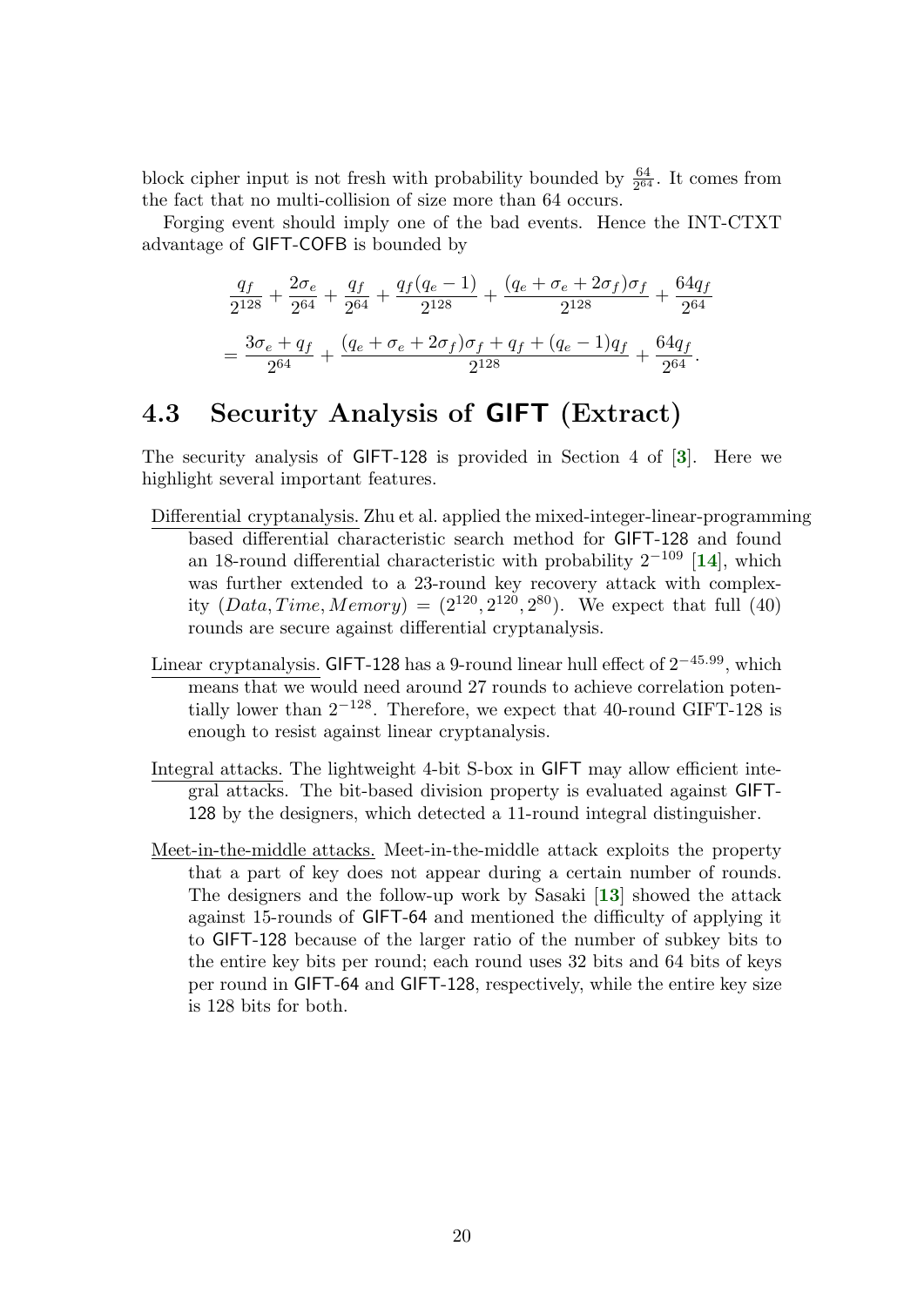block cipher input is not fresh with probability bounded by $\frac{64}{2^{64}}$. It comes from the fact that no multi-collision of size more than 64 occurs.

Forging event should imply one of the bad events. Hence the INT-CTXT advantage of GIFT-COFB is bounded by

$$
\frac{q_f}{2^{128}} + \frac{2\sigma_e}{2^{64}} + \frac{q_f}{2^{64}} + \frac{q_f(q_e-1)}{2^{128}} + \frac{(q_e+\sigma_e+2\sigma_f)\sigma_f}{2^{128}} + \frac{64q_f}{2^{64}}
$$

$$
= \frac{3\sigma_e + q_f}{2^{64}} + \frac{(q_e+\sigma_e+2\sigma_f)\sigma_f + q_f + (q_e-1)q_f}{2^{128}} + \frac{64q_f}{2^{64}}.
$$

## 4.3 Security Analysis of GIFT (Extract)

The security analysis of GIFT-128 is provided in Section 4 of [3]. Here we highlight several important features.

Differential cryptanalysis. Zhu et al. applied the mixed-integer-linear-programming based differential characteristic search method for GIFT-128 and found an 18-round differential characteristic with probability $2^{-109}$ [14], which was further extended to a 23-round key recovery attack with complexity $(Data, Time, Memory) = (2^{120}, 2^{120}, 2^{80})$. We expect that full (40) rounds are secure against differential cryptanalysis.

Linear cryptanalysis. GIFT-128 has a 9-round linear hull effect of $2^{-45.99}$, which means that we would need around 27 rounds to achieve correlation potentially lower than $2^{-128}$. Therefore, we expect that 40-round GIFT-128 is enough to resist against linear cryptanalysis.

Integral attacks. The lightweight 4-bit S-box in GIFT may allow efficient integral attacks. The bit-based division property is evaluated against GIFT-128 by the designers, which detected a 11-round integral distinguisher.

Meet-in-the-middle attacks. Meet-in-the-middle attack exploits the property that a part of key does not appear during a certain number of rounds. The designers and the follow-up work by Sasaki [13] showed the attack against 15-rounds of GIFT-64 and mentioned the difficulty of applying it to GIFT-128 because of the larger ratio of the number of subkey bits to the entire key bits per round; each round uses 32 bits and 64 bits of keys per round in GIFT-64 and GIFT-128, respectively, while the entire key size is 128 bits for both.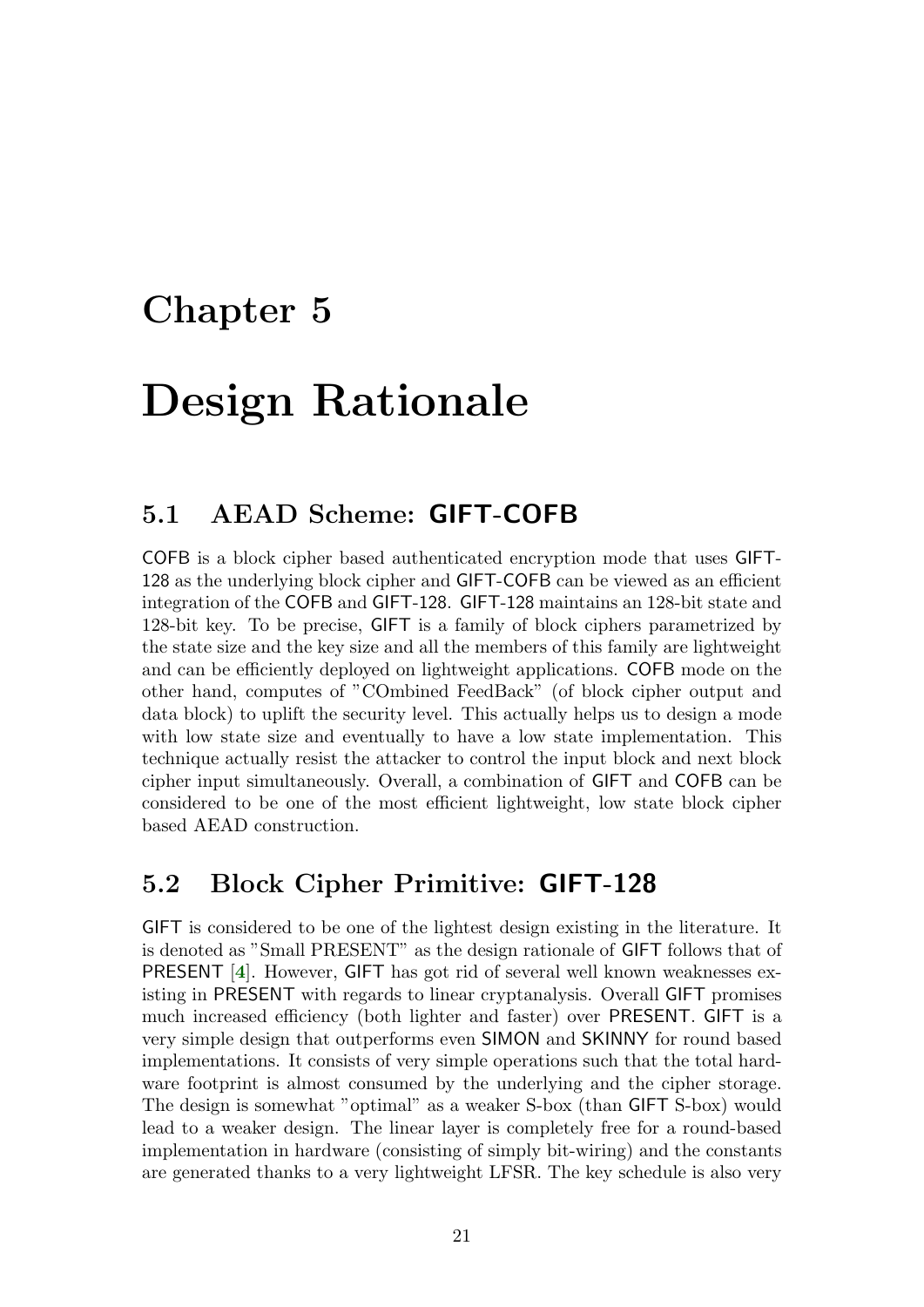# Chapter 5

# Design Rationale

## 5.1 AEAD Scheme: GIFT-COFB

COFB is a block cipher based authenticated encryption mode that uses GIFT-128 as the underlying block cipher and GIFT-COFB can be viewed as an efficient integration of the COFB and GIFT-128. GIFT-128 maintains an 128-bit state and 128-bit key. To be precise, GIFT is a family of block ciphers parametrized by the state size and the key size and all the members of this family are lightweight and can be efficiently deployed on lightweight applications. COFB mode on the other hand, computes of "COmbined FeedBack" (of block cipher output and data block) to uplift the security level. This actually helps us to design a mode with low state size and eventually to have a low state implementation. This technique actually resist the attacker to control the input block and next block cipher input simultaneously. Overall, a combination of GIFT and COFB can be considered to be one of the most efficient lightweight, low state block cipher based AEAD construction.

## 5.2 Block Cipher Primitive: GIFT-128

GIFT is considered to be one of the lightest design existing in the literature. It is denoted as "Small PRESENT" as the design rationale of GIFT follows that of PRESENT [4]. However, GIFT has got rid of several well known weaknesses existing in PRESENT with regards to linear cryptanalysis. Overall GIFT promises much increased efficiency (both lighter and faster) over PRESENT. GIFT is a very simple design that outperforms even SIMON and SKINNY for round based implementations. It consists of very simple operations such that the total hardware footprint is almost consumed by the underlying and the cipher storage. The design is somewhat "optimal" as a weaker S-box (than GIFT S-box) would lead to a weaker design. The linear layer is completely free for a round-based implementation in hardware (consisting of simply bit-wiring) and the constants are generated thanks to a very lightweight LFSR. The key schedule is also very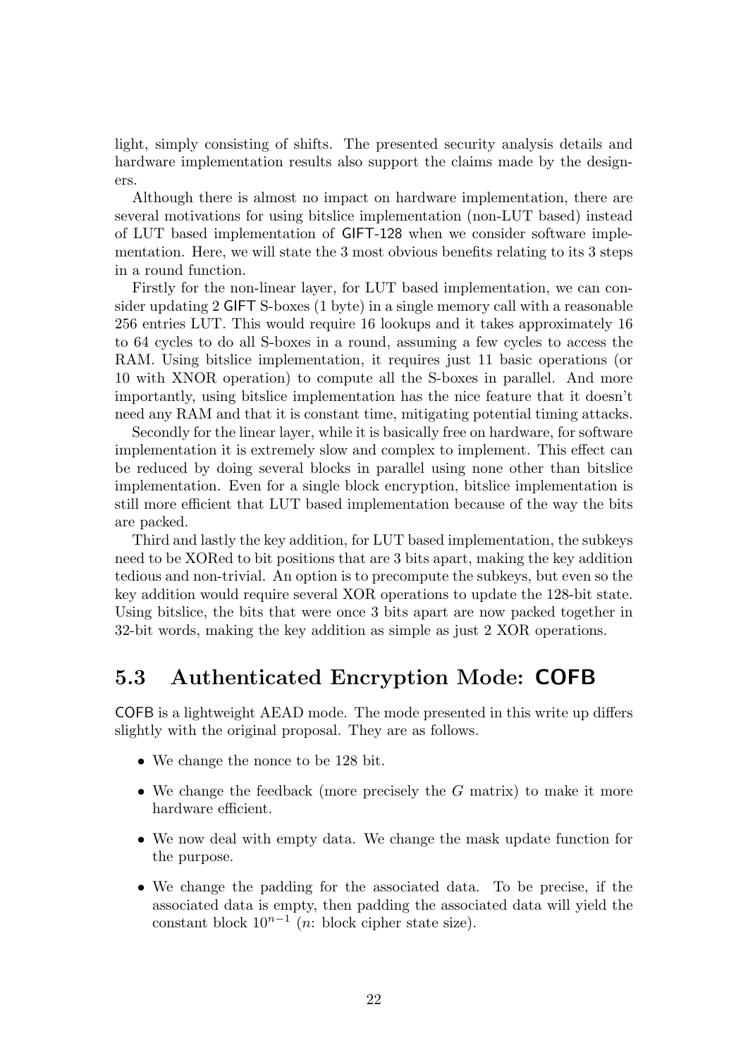light, simply consisting of shifts. The presented security analysis details and hardware implementation results also support the claims made by the designers.

Although there is almost no impact on hardware implementation, there are several motivations for using bitslice implementation (non-LUT based) instead of LUT based implementation of GIFT-128 when we consider software implementation. Here, we will state the 3 most obvious benefits relating to its 3 steps in a round function.

Firstly for the non-linear layer, for LUT based implementation, we can consider updating 2 GIFT S-boxes (1 byte) in a single memory call with a reasonable 256 entries LUT. This would require 16 lookups and it takes approximately 16 to 64 cycles to do all S-boxes in a round, assuming a few cycles to access the RAM. Using bitslice implementation, it requires just 11 basic operations (or 10 with XNOR operation) to compute all the S-boxes in parallel. And more importantly, using bitslice implementation has the nice feature that it doesn't need any RAM and that it is constant time, mitigating potential timing attacks.

Secondly for the linear layer, while it is basically free on hardware, for software implementation it is extremely slow and complex to implement. This effect can be reduced by doing several blocks in parallel using none other than bitslice implementation. Even for a single block encryption, bitslice implementation is still more efficient that LUT based implementation because of the way the bits are packed.

Third and lastly the key addition, for LUT based implementation, the subkeys need to be XORed to bit positions that are 3 bits apart, making the key addition tedious and non-trivial. An option is to precompute the subkeys, but even so the key addition would require several XOR operations to update the 128-bit state. Using bitslice, the bits that were once 3 bits apart are now packed together in 32-bit words, making the key addition as simple as just 2 XOR operations.

## 5.3 Authenticated Encryption Mode: COFB

COFB is a lightweight AEAD mode. The mode presented in this write up differs slightly with the original proposal. They are as follows.

- We change the nonce to be 128 bit.
- We change the feedback (more precisely the $G$ matrix) to make it more hardware efficient.
- We now deal with empty data. We change the mask update function for the purpose.
- We change the padding for the associated data. To be precise, if the associated data is empty, then padding the associated data will yield the constant block $10^{n-1}$ ($n$: block cipher state size).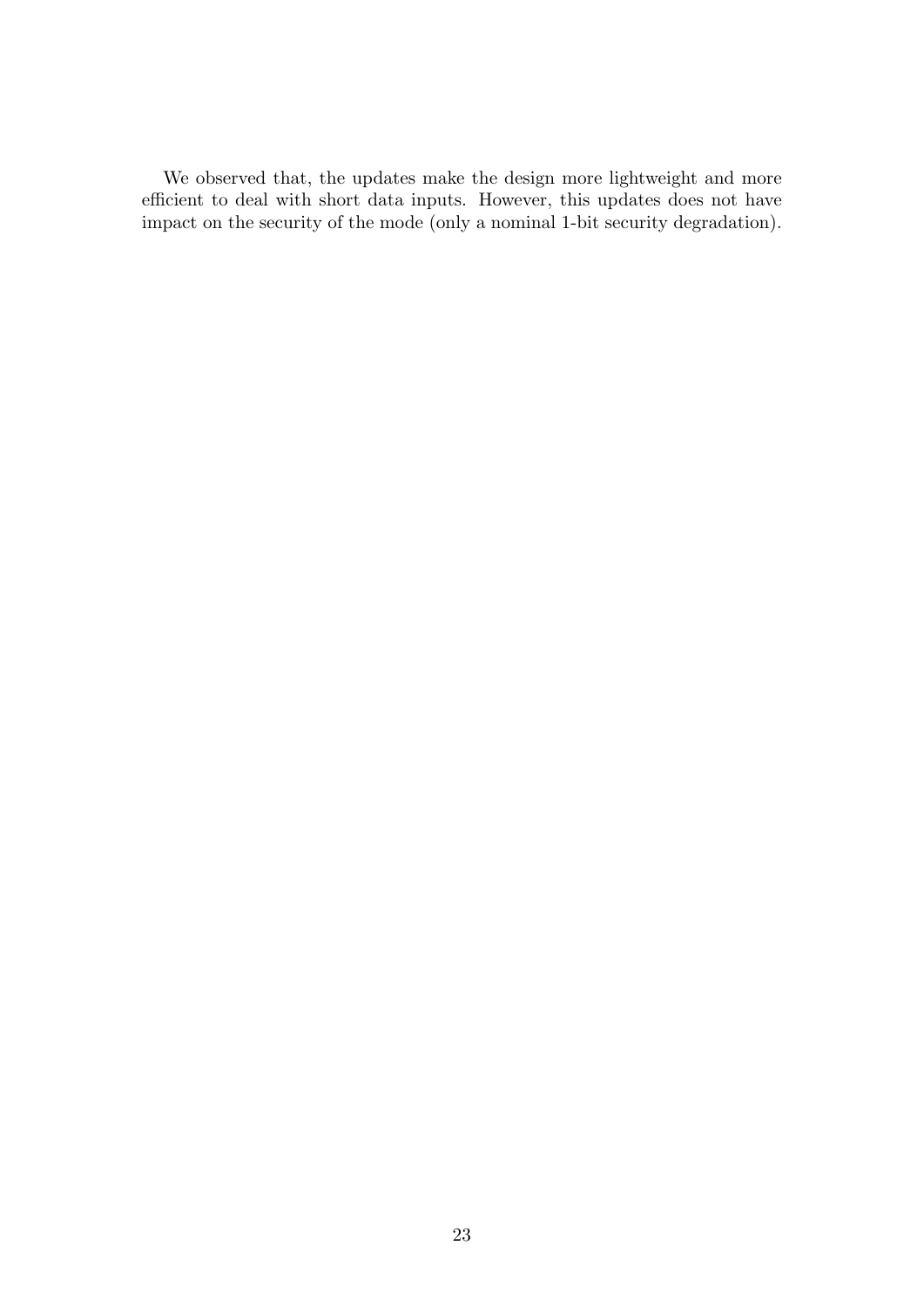We observed that, the updates make the design more lightweight and more efficient to deal with short data inputs. However, this updates does not have impact on the security of the mode (only a nominal 1-bit security degradation).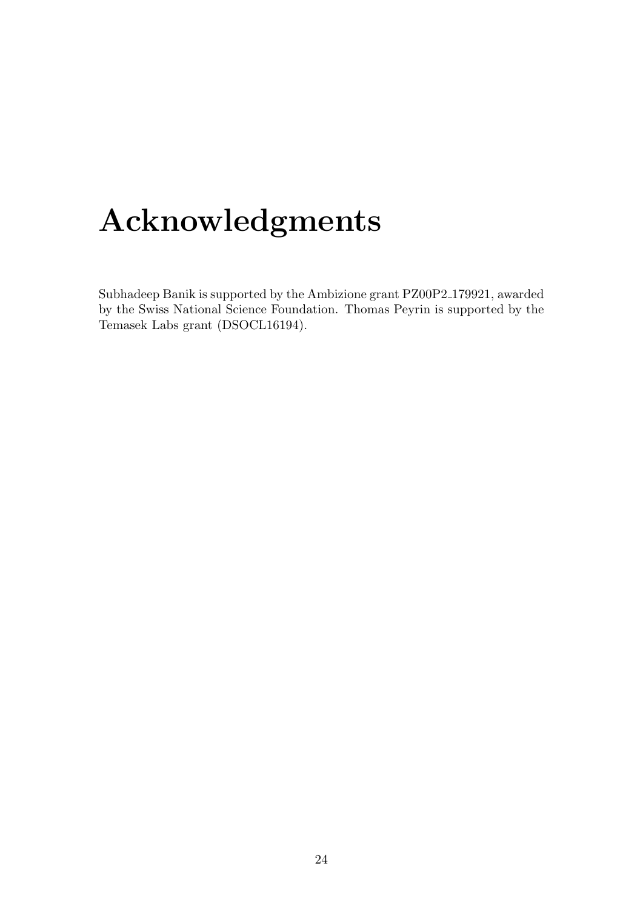# Acknowledgments

Subhadeep Banik is supported by the Ambizione grant PZ00P2_179921, awarded by the Swiss National Science Foundation. Thomas Peyrin is supported by the Temasek Labs grant (DSOCL16194).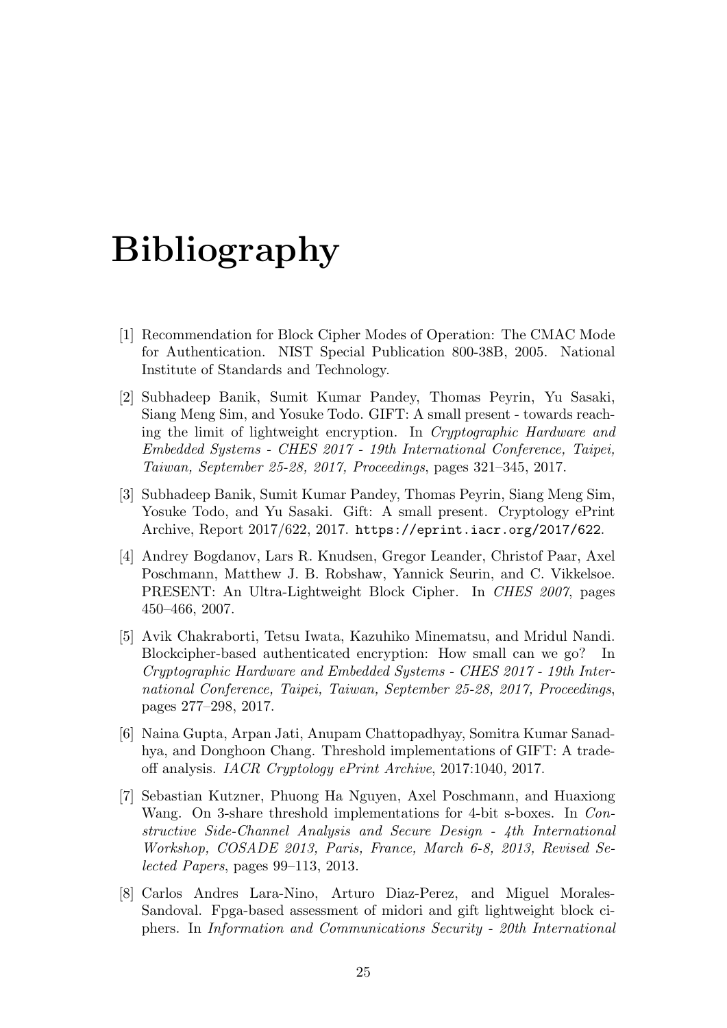# Bibliography

[1] Recommendation for Block Cipher Modes of Operation: The CMAC Mode for Authentication. NIST Special Publication 800-38B, 2005. National Institute of Standards and Technology.

[2] Subhadeep Banik, Sumit Kumar Pandey, Thomas Peyrin, Yu Sasaki, Siang Meng Sim, and Yosuke Todo. GIFT: A small present - towards reaching the limit of lightweight encryption. In *Cryptographic Hardware and Embedded Systems - CHES 2017 - 19th International Conference, Taipei, Taiwan, September 25-28, 2017, Proceedings*, pages 321–345, 2017.

[3] Subhadeep Banik, Sumit Kumar Pandey, Thomas Peyrin, Siang Meng Sim, Yosuke Todo, and Yu Sasaki. Gift: A small present. Cryptology ePrint Archive, Report 2017/622, 2017. `https://eprint.iacr.org/2017/622`.

[4] Andrey Bogdanov, Lars R. Knudsen, Gregor Leander, Christof Paar, Axel Poschmann, Matthew J. B. Robshaw, Yannick Seurin, and C. Vikkelsoe. PRESENT: An Ultra-Lightweight Block Cipher. In *CHES 2007*, pages 450–466, 2007.

[5] Avik Chakraborti, Tetsu Iwata, Kazuhiko Minematsu, and Mridul Nandi. Blockcipher-based authenticated encryption: How small can we go? In *Cryptographic Hardware and Embedded Systems - CHES 2017 - 19th International Conference, Taipei, Taiwan, September 25-28, 2017, Proceedings*, pages 277–298, 2017.

[6] Naina Gupta, Arpan Jati, Anupam Chattopadhyay, Somitra Kumar Sanadhya, and Donghoon Chang. Threshold implementations of GIFT: A trade-off analysis. *IACR Cryptology ePrint Archive*, 2017:1040, 2017.

[7] Sebastian Kutzner, Phuong Ha Nguyen, Axel Poschmann, and Huaxiong Wang. On 3-share threshold implementations for 4-bit s-boxes. In *Constructive Side-Channel Analysis and Secure Design - 4th International Workshop, COSADE 2013, Paris, France, March 6-8, 2013, Revised Selected Papers*, pages 99–113, 2013.

[8] Carlos Andres Lara-Nino, Arturo Diaz-Perez, and Miguel Morales-Sandoval. Fpga-based assessment of midori and gift lightweight block ciphers. In *Information and Communications Security - 20th International*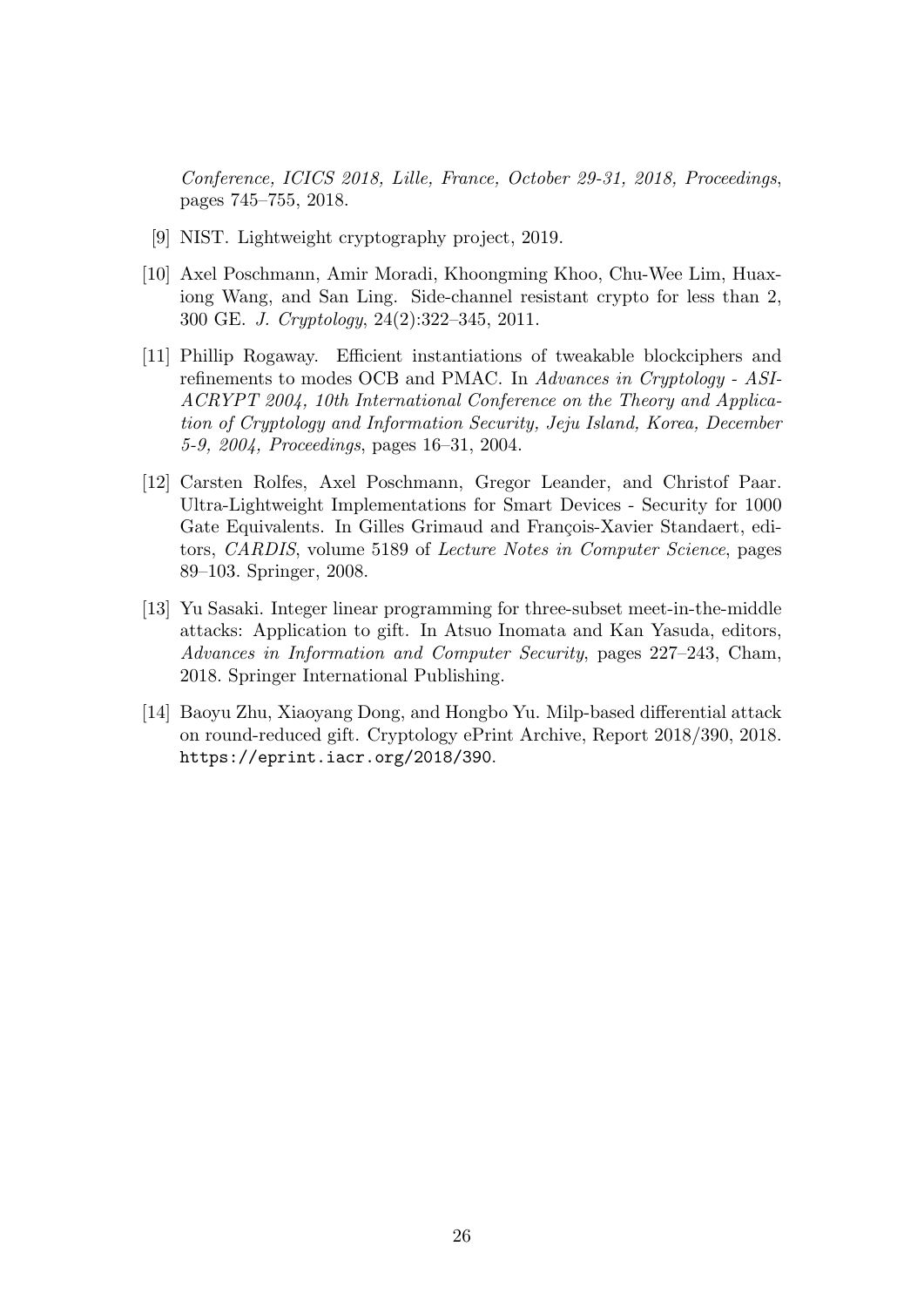*Conference, ICICS 2018, Lille, France, October 29-31, 2018, Proceedings*, pages 745–755, 2018.

[9] NIST. Lightweight cryptography project, 2019.

[10] Axel Poschmann, Amir Moradi, Khoongming Khoo, Chu-Wee Lim, Huaxiong Wang, and San Ling. Side-channel resistant crypto for less than 2, 300 GE. *J. Cryptology*, 24(2):322–345, 2011.

[11] Phillip Rogaway. Efficient instantiations of tweakable blockciphers and refinements to modes OCB and PMAC. In *Advances in Cryptology - ASIACRYPT 2004, 10th International Conference on the Theory and Application of Cryptology and Information Security, Jeju Island, Korea, December 5-9, 2004, Proceedings*, pages 16–31, 2004.

[12] Carsten Rolfes, Axel Poschmann, Gregor Leander, and Christof Paar. Ultra-Lightweight Implementations for Smart Devices - Security for 1000 Gate Equivalents. In Gilles Grimaud and François-Xavier Standaert, editors, *CARDIS*, volume 5189 of *Lecture Notes in Computer Science*, pages 89–103. Springer, 2008.

[13] Yu Sasaki. Integer linear programming for three-subset meet-in-the-middle attacks: Application to gift. In Atsuo Inomata and Kan Yasuda, editors, *Advances in Information and Computer Security*, pages 227–243, Cham, 2018. Springer International Publishing.

[14] Baoyu Zhu, Xiaoyang Dong, and Hongbo Yu. Milp-based differential attack on round-reduced gift. Cryptology ePrint Archive, Report 2018/390, 2018. https://eprint.iacr.org/2018/390.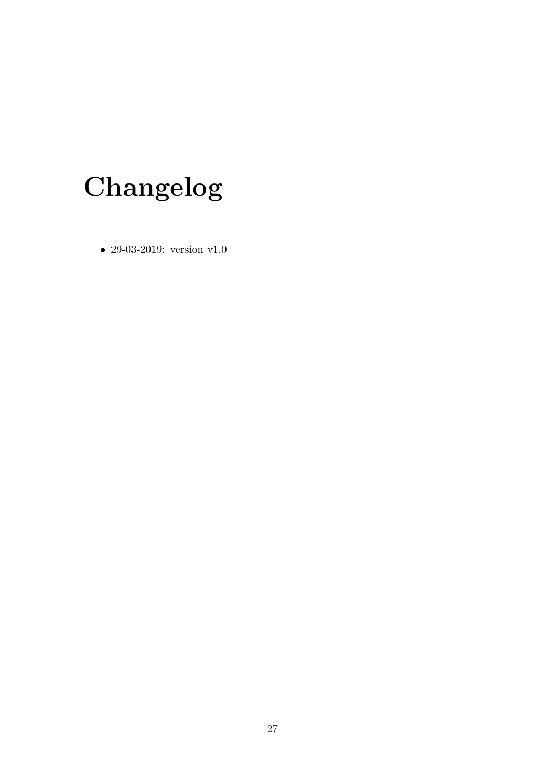# Changelog

- 29-03-2019: version v1.0